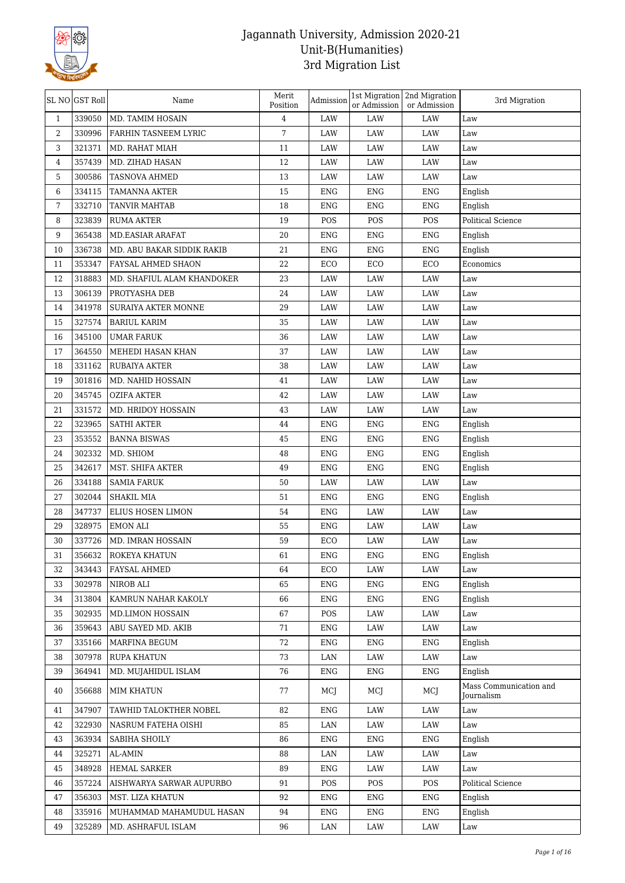# Jagannath University, Admission 2020-21
## Unit-B(Humanities)
## 3rd Migration List

| SL NO | GST Roll | Name | Merit Position | Admission | 1st Migration or Admission | 2nd Migration or Admission | 3rd Migration |
|---|---|---|---|---|---|---|---|
| 1 | 339050 | MD. TAMIM HOSAIN | 4 | LAW | LAW | LAW | Law |
| 2 | 330996 | FARHIN TASNEEM LYRIC | 7 | LAW | LAW | LAW | Law |
| 3 | 321371 | MD. RAHAT MIAH | 11 | LAW | LAW | LAW | Law |
| 4 | 357439 | MD. ZIHAD HASAN | 12 | LAW | LAW | LAW | Law |
| 5 | 300586 | TASNOVA AHMED | 13 | LAW | LAW | LAW | Law |
| 6 | 334115 | TAMANNA AKTER | 15 | ENG | ENG | ENG | English |
| 7 | 332710 | TANVIR MAHTAB | 18 | ENG | ENG | ENG | English |
| 8 | 323839 | RUMA AKTER | 19 | POS | POS | POS | Political Science |
| 9 | 365438 | MD.EASIAR ARAFAT | 20 | ENG | ENG | ENG | English |
| 10 | 336738 | MD. ABU BAKAR SIDDIK RAKIB | 21 | ENG | ENG | ENG | English |
| 11 | 353347 | FAYSAL AHMED SHAON | 22 | ECO | ECO | ECO | Economics |
| 12 | 318883 | MD. SHAFIUL ALAM KHANDOKER | 23 | LAW | LAW | LAW | Law |
| 13 | 306139 | PROTYASHA DEB | 24 | LAW | LAW | LAW | Law |
| 14 | 341978 | SURAIYA AKTER MONNE | 29 | LAW | LAW | LAW | Law |
| 15 | 327574 | BARIUL KARIM | 35 | LAW | LAW | LAW | Law |
| 16 | 345100 | UMAR FARUK | 36 | LAW | LAW | LAW | Law |
| 17 | 364550 | MEHEDI HASAN KHAN | 37 | LAW | LAW | LAW | Law |
| 18 | 331162 | RUBAIYA AKTER | 38 | LAW | LAW | LAW | Law |
| 19 | 301816 | MD. NAHID HOSSAIN | 41 | LAW | LAW | LAW | Law |
| 20 | 345745 | OZIFA AKTER | 42 | LAW | LAW | LAW | Law |
| 21 | 331572 | MD. HRIDOY HOSSAIN | 43 | LAW | LAW | LAW | Law |
| 22 | 323965 | SATHI AKTER | 44 | ENG | ENG | ENG | English |
| 23 | 353552 | BANNA BISWAS | 45 | ENG | ENG | ENG | English |
| 24 | 302332 | MD. SHIOM | 48 | ENG | ENG | ENG | English |
| 25 | 342617 | MST. SHIFA AKTER | 49 | ENG | ENG | ENG | English |
| 26 | 334188 | SAMIA FARUK | 50 | LAW | LAW | LAW | Law |
| 27 | 302044 | SHAKIL MIA | 51 | ENG | ENG | ENG | English |
| 28 | 347737 | ELIUS HOSEN LIMON | 54 | ENG | LAW | LAW | Law |
| 29 | 328975 | EMON ALI | 55 | ENG | LAW | LAW | Law |
| 30 | 337726 | MD. IMRAN HOSSAIN | 59 | ECO | LAW | LAW | Law |
| 31 | 356632 | ROKEYA KHATUN | 61 | ENG | ENG | ENG | English |
| 32 | 343443 | FAYSAL AHMED | 64 | ECO | LAW | LAW | Law |
| 33 | 302978 | NIROB ALI | 65 | ENG | ENG | ENG | English |
| 34 | 313804 | KAMRUN NAHAR KAKOLY | 66 | ENG | ENG | ENG | English |
| 35 | 302935 | MD.LIMON HOSSAIN | 67 | POS | LAW | LAW | Law |
| 36 | 359643 | ABU SAYED MD. AKIB | 71 | ENG | LAW | LAW | Law |
| 37 | 335166 | MARFINA BEGUM | 72 | ENG | ENG | ENG | English |
| 38 | 307978 | RUPA KHATUN | 73 | LAN | LAW | LAW | Law |
| 39 | 364941 | MD. MUJAHIDUL ISLAM | 76 | ENG | ENG | ENG | English |
| 40 | 356688 | MIM KHATUN | 77 | MCJ | MCJ | MCJ | Mass Communication and Journalism |
| 41 | 347907 | TAWHID TALOKTHER NOBEL | 82 | ENG | LAW | LAW | Law |
| 42 | 322930 | NASRUM FATEHA OISHI | 85 | LAN | LAW | LAW | Law |
| 43 | 363934 | SABIHA SHOILY | 86 | ENG | ENG | ENG | English |
| 44 | 325271 | AL-AMIN | 88 | LAN | LAW | LAW | Law |
| 45 | 348928 | HEMAL SARKER | 89 | ENG | LAW | LAW | Law |
| 46 | 357224 | AISHWARYA SARWAR AUPURBO | 91 | POS | POS | POS | Political Science |
| 47 | 356303 | MST. LIZA KHATUN | 92 | ENG | ENG | ENG | English |
| 48 | 335916 | MUHAMMAD MAHAMUDUL HASAN | 94 | ENG | ENG | ENG | English |
| 49 | 325289 | MD. ASHRAFUL ISLAM | 96 | LAN | LAW | LAW | Law |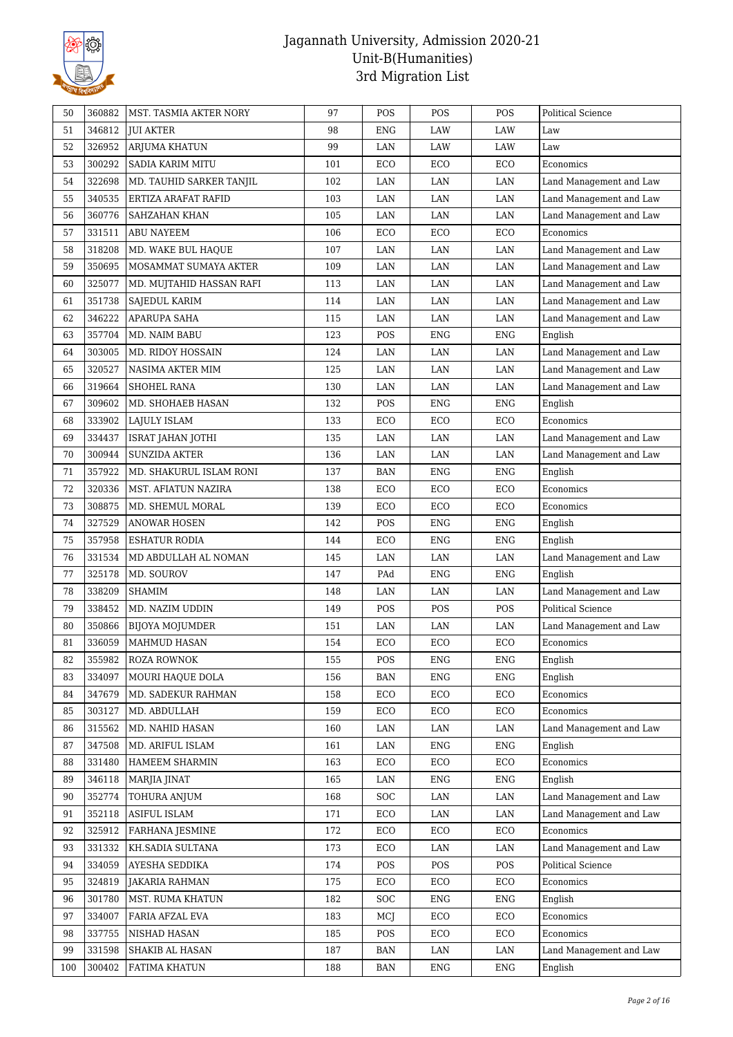| 50 | 360882 | MST. TASMIA AKTER NORY | 97 | POS | POS | POS | Political Science |
|---|---|---|---|---|---|---|---|
| 51 | 346812 | JUI AKTER | 98 | ENG | LAW | LAW | Law |
| 52 | 326952 | ARJUMA KHATUN | 99 | LAN | LAW | LAW | Law |
| 53 | 300292 | SADIA KARIM MITU | 101 | ECO | ECO | ECO | Economics |
| 54 | 322698 | MD. TAUHID SARKER TANJIL | 102 | LAN | LAN | LAN | Land Management and Law |
| 55 | 340535 | ERTIZA ARAFAT RAFID | 103 | LAN | LAN | LAN | Land Management and Law |
| 56 | 360776 | SAHZAHAN KHAN | 105 | LAN | LAN | LAN | Land Management and Law |
| 57 | 331511 | ABU NAYEEM | 106 | ECO | ECO | ECO | Economics |
| 58 | 318208 | MD. WAKE BUL HAQUE | 107 | LAN | LAN | LAN | Land Management and Law |
| 59 | 350695 | MOSAMMAT SUMAYA AKTER | 109 | LAN | LAN | LAN | Land Management and Law |
| 60 | 325077 | MD. MUJTAHID HASSAN RAFI | 113 | LAN | LAN | LAN | Land Management and Law |
| 61 | 351738 | SAJEDUL KARIM | 114 | LAN | LAN | LAN | Land Management and Law |
| 62 | 346222 | APARUPA SAHA | 115 | LAN | LAN | LAN | Land Management and Law |
| 63 | 357704 | MD. NAIM BABU | 123 | POS | ENG | ENG | English |
| 64 | 303005 | MD. RIDOY HOSSAIN | 124 | LAN | LAN | LAN | Land Management and Law |
| 65 | 320527 | NASIMA AKTER MIM | 125 | LAN | LAN | LAN | Land Management and Law |
| 66 | 319664 | SHOHEL RANA | 130 | LAN | LAN | LAN | Land Management and Law |
| 67 | 309602 | MD. SHOHAEB HASAN | 132 | POS | ENG | ENG | English |
| 68 | 333902 | LAJULY ISLAM | 133 | ECO | ECO | ECO | Economics |
| 69 | 334437 | ISRAT JAHAN JOTHI | 135 | LAN | LAN | LAN | Land Management and Law |
| 70 | 300944 | SUNZIDA AKTER | 136 | LAN | LAN | LAN | Land Management and Law |
| 71 | 357922 | MD. SHAKURUL ISLAM RONI | 137 | BAN | ENG | ENG | English |
| 72 | 320336 | MST. AFIATUN NAZIRA | 138 | ECO | ECO | ECO | Economics |
| 73 | 308875 | MD. SHEMUL MORAL | 139 | ECO | ECO | ECO | Economics |
| 74 | 327529 | ANOWAR HOSEN | 142 | POS | ENG | ENG | English |
| 75 | 357958 | ESHATUR RODIA | 144 | ECO | ENG | ENG | English |
| 76 | 331534 | MD ABDULLAH AL NOMAN | 145 | LAN | LAN | LAN | Land Management and Law |
| 77 | 325178 | MD. SOUROV | 147 | PAd | ENG | ENG | English |
| 78 | 338209 | SHAMIM | 148 | LAN | LAN | LAN | Land Management and Law |
| 79 | 338452 | MD. NAZIM UDDIN | 149 | POS | POS | POS | Political Science |
| 80 | 350866 | BIJOYA MOJUMDER | 151 | LAN | LAN | LAN | Land Management and Law |
| 81 | 336059 | MAHMUD HASAN | 154 | ECO | ECO | ECO | Economics |
| 82 | 355982 | ROZA ROWNOK | 155 | POS | ENG | ENG | English |
| 83 | 334097 | MOURI HAQUE DOLA | 156 | BAN | ENG | ENG | English |
| 84 | 347679 | MD. SADEKUR RAHMAN | 158 | ECO | ECO | ECO | Economics |
| 85 | 303127 | MD. ABDULLAH | 159 | ECO | ECO | ECO | Economics |
| 86 | 315562 | MD. NAHID HASAN | 160 | LAN | LAN | LAN | Land Management and Law |
| 87 | 347508 | MD. ARIFUL ISLAM | 161 | LAN | ENG | ENG | English |
| 88 | 331480 | HAMEEM SHARMIN | 163 | ECO | ECO | ECO | Economics |
| 89 | 346118 | MARJIA JINAT | 165 | LAN | ENG | ENG | English |
| 90 | 352774 | TOHURA ANJUM | 168 | SOC | LAN | LAN | Land Management and Law |
| 91 | 352118 | ASIFUL ISLAM | 171 | ECO | LAN | LAN | Land Management and Law |
| 92 | 325912 | FARHANA JESMINE | 172 | ECO | ECO | ECO | Economics |
| 93 | 331332 | KH.SADIA SULTANA | 173 | ECO | LAN | LAN | Land Management and Law |
| 94 | 334059 | AYESHA SEDDIKA | 174 | POS | POS | POS | Political Science |
| 95 | 324819 | JAKARIA RAHMAN | 175 | ECO | ECO | ECO | Economics |
| 96 | 301780 | MST. RUMA KHATUN | 182 | SOC | ENG | ENG | English |
| 97 | 334007 | FARIA AFZAL EVA | 183 | MCJ | ECO | ECO | Economics |
| 98 | 337755 | NISHAD HASAN | 185 | POS | ECO | ECO | Economics |
| 99 | 331598 | SHAKIB AL HASAN | 187 | BAN | LAN | LAN | Land Management and Law |
| 100 | 300402 | FATIMA KHATUN | 188 | BAN | ENG | ENG | English |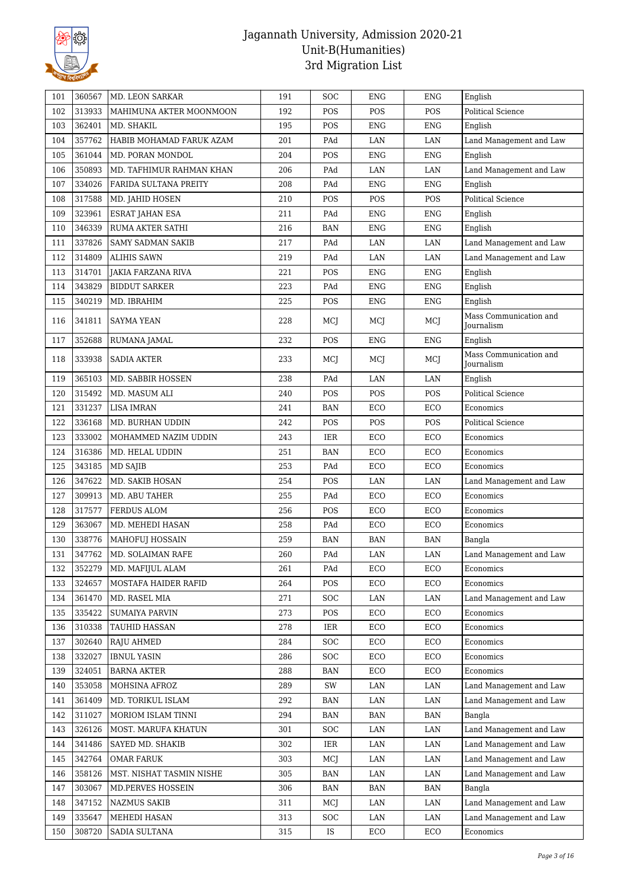# Jagannath University, Admission 2020-21
## Unit-B(Humanities)
## 3rd Migration List

| | | | | | | | |
|---|---|---|---|---|---|---|---|
| 101 | 360567 | MD. LEON SARKAR | 191 | SOC | ENG | ENG | English |
| 102 | 313933 | MAHIMUNA AKTER MOONMOON | 192 | POS | POS | POS | Political Science |
| 103 | 362401 | MD. SHAKIL | 195 | POS | ENG | ENG | English |
| 104 | 357762 | HABIB MOHAMAD FARUK AZAM | 201 | PAd | LAN | LAN | Land Management and Law |
| 105 | 361044 | MD. PORAN MONDOL | 204 | POS | ENG | ENG | English |
| 106 | 350893 | MD. TAFHIMUR RAHMAN KHAN | 206 | PAd | LAN | LAN | Land Management and Law |
| 107 | 334026 | FARIDA SULTANA PREITY | 208 | PAd | ENG | ENG | English |
| 108 | 317588 | MD. JAHID HOSEN | 210 | POS | POS | POS | Political Science |
| 109 | 323961 | ESRAT JAHAN ESA | 211 | PAd | ENG | ENG | English |
| 110 | 346339 | RUMA AKTER SATHI | 216 | BAN | ENG | ENG | English |
| 111 | 337826 | SAMY SADMAN SAKIB | 217 | PAd | LAN | LAN | Land Management and Law |
| 112 | 314809 | ALIHIS SAWN | 219 | PAd | LAN | LAN | Land Management and Law |
| 113 | 314701 | JAKIA FARZANA RIVA | 221 | POS | ENG | ENG | English |
| 114 | 343829 | BIDDUT SARKER | 223 | PAd | ENG | ENG | English |
| 115 | 340219 | MD. IBRAHIM | 225 | POS | ENG | ENG | English |
| 116 | 341811 | SAYMA YEAN | 228 | MCJ | MCJ | MCJ | Mass Communication and Journalism |
| 117 | 352688 | RUMANA JAMAL | 232 | POS | ENG | ENG | English |
| 118 | 333938 | SADIA AKTER | 233 | MCJ | MCJ | MCJ | Mass Communication and Journalism |
| 119 | 365103 | MD. SABBIR HOSSEN | 238 | PAd | LAN | LAN | English |
| 120 | 315492 | MD. MASUM ALI | 240 | POS | POS | POS | Political Science |
| 121 | 331237 | LISA IMRAN | 241 | BAN | ECO | ECO | Economics |
| 122 | 336168 | MD. BURHAN UDDIN | 242 | POS | POS | POS | Political Science |
| 123 | 333002 | MOHAMMED NAZIM UDDIN | 243 | IER | ECO | ECO | Economics |
| 124 | 316386 | MD. HELAL UDDIN | 251 | BAN | ECO | ECO | Economics |
| 125 | 343185 | MD SAJIB | 253 | PAd | ECO | ECO | Economics |
| 126 | 347622 | MD. SAKIB HOSAN | 254 | POS | LAN | LAN | Land Management and Law |
| 127 | 309913 | MD. ABU TAHER | 255 | PAd | ECO | ECO | Economics |
| 128 | 317577 | FERDUS ALOM | 256 | POS | ECO | ECO | Economics |
| 129 | 363067 | MD. MEHEDI HASAN | 258 | PAd | ECO | ECO | Economics |
| 130 | 338776 | MAHOFUJ HOSSAIN | 259 | BAN | BAN | BAN | Bangla |
| 131 | 347762 | MD. SOLAIMAN RAFE | 260 | PAd | LAN | LAN | Land Management and Law |
| 132 | 352279 | MD. MAFIJUL ALAM | 261 | PAd | ECO | ECO | Economics |
| 133 | 324657 | MOSTAFA HAIDER RAFID | 264 | POS | ECO | ECO | Economics |
| 134 | 361470 | MD. RASEL MIA | 271 | SOC | LAN | LAN | Land Management and Law |
| 135 | 335422 | SUMAIYA PARVIN | 273 | POS | ECO | ECO | Economics |
| 136 | 310338 | TAUHID HASSAN | 278 | IER | ECO | ECO | Economics |
| 137 | 302640 | RAJU AHMED | 284 | SOC | ECO | ECO | Economics |
| 138 | 332027 | IBNUL YASIN | 286 | SOC | ECO | ECO | Economics |
| 139 | 324051 | BARNA AKTER | 288 | BAN | ECO | ECO | Economics |
| 140 | 353058 | MOHSINA AFROZ | 289 | SW | LAN | LAN | Land Management and Law |
| 141 | 361409 | MD. TORIKUL ISLAM | 292 | BAN | LAN | LAN | Land Management and Law |
| 142 | 311027 | MORIOM ISLAM TINNI | 294 | BAN | BAN | BAN | Bangla |
| 143 | 326126 | MOST. MARUFA KHATUN | 301 | SOC | LAN | LAN | Land Management and Law |
| 144 | 341486 | SAYED MD. SHAKIB | 302 | IER | LAN | LAN | Land Management and Law |
| 145 | 342764 | OMAR FARUK | 303 | MCJ | LAN | LAN | Land Management and Law |
| 146 | 358126 | MST. NISHAT TASMIN NISHE | 305 | BAN | LAN | LAN | Land Management and Law |
| 147 | 303067 | MD.PERVES HOSSEIN | 306 | BAN | BAN | BAN | Bangla |
| 148 | 347152 | NAZMUS SAKIB | 311 | MCJ | LAN | LAN | Land Management and Law |
| 149 | 335647 | MEHEDI HASAN | 313 | SOC | LAN | LAN | Land Management and Law |
| 150 | 308720 | SADIA SULTANA | 315 | IS | ECO | ECO | Economics |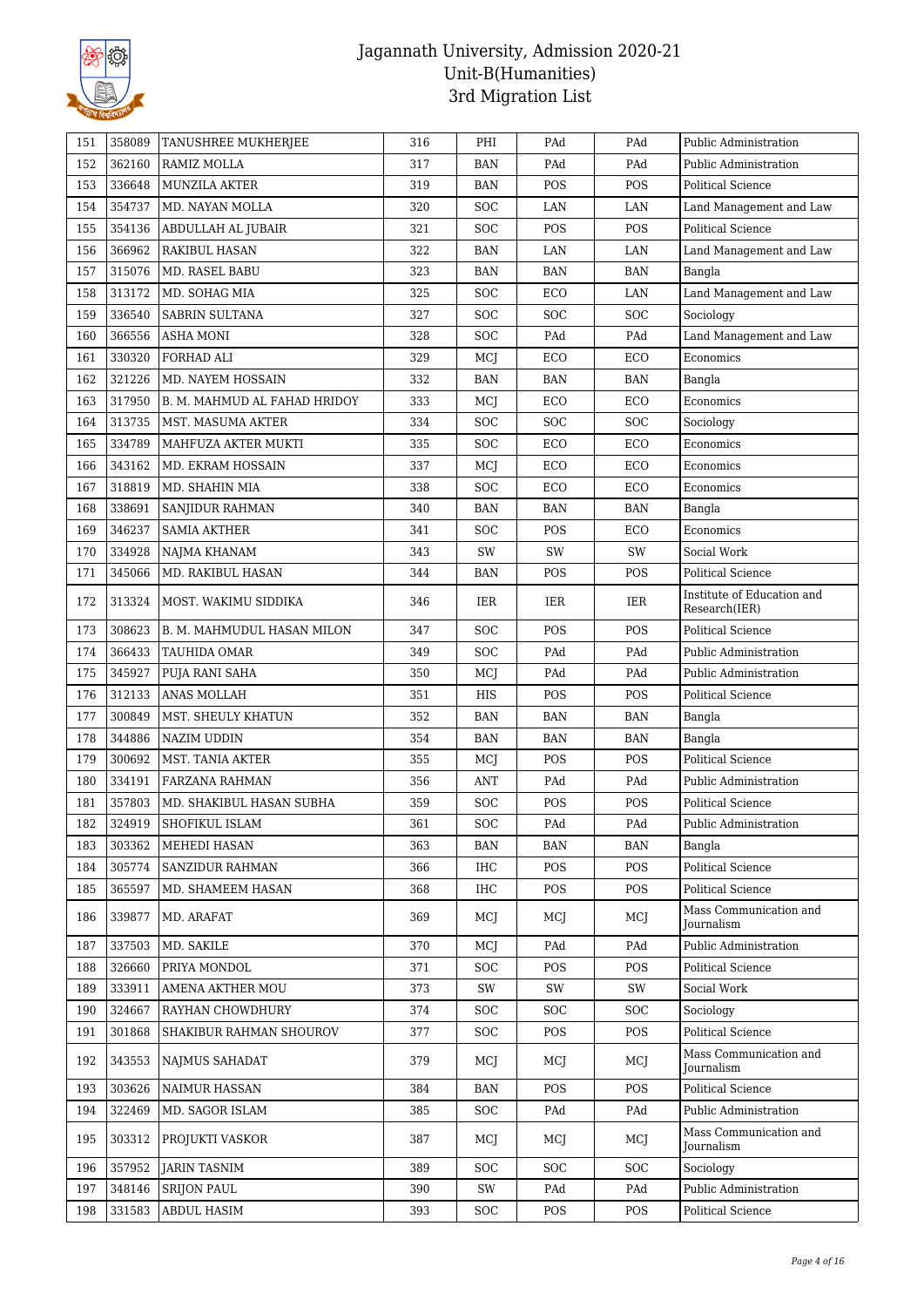# Jagannath University, Admission 2020-21
## Unit-B(Humanities)
### 3rd Migration List

| | | | | | | | |
|---|---|---|---|---|---|---|---|
| 151 | 358089 | TANUSHREE MUKHERJEE | 316 | PHI | PAd | PAd | Public Administration |
| 152 | 362160 | RAMIZ MOLLA | 317 | BAN | PAd | PAd | Public Administration |
| 153 | 336648 | MUNZILA AKTER | 319 | BAN | POS | POS | Political Science |
| 154 | 354737 | MD. NAYAN MOLLA | 320 | SOC | LAN | LAN | Land Management and Law |
| 155 | 354136 | ABDULLAH AL JUBAIR | 321 | SOC | POS | POS | Political Science |
| 156 | 366962 | RAKIBUL HASAN | 322 | BAN | LAN | LAN | Land Management and Law |
| 157 | 315076 | MD. RASEL BABU | 323 | BAN | BAN | BAN | Bangla |
| 158 | 313172 | MD. SOHAG MIA | 325 | SOC | ECO | LAN | Land Management and Law |
| 159 | 336540 | SABRIN SULTANA | 327 | SOC | SOC | SOC | Sociology |
| 160 | 366556 | ASHA MONI | 328 | SOC | PAd | PAd | Land Management and Law |
| 161 | 330320 | FORHAD ALI | 329 | MCJ | ECO | ECO | Economics |
| 162 | 321226 | MD. NAYEM HOSSAIN | 332 | BAN | BAN | BAN | Bangla |
| 163 | 317950 | B. M. MAHMUD AL FAHAD HRIDOY | 333 | MCJ | ECO | ECO | Economics |
| 164 | 313735 | MST. MASUMA AKTER | 334 | SOC | SOC | SOC | Sociology |
| 165 | 334789 | MAHFUZA AKTER MUKTI | 335 | SOC | ECO | ECO | Economics |
| 166 | 343162 | MD. EKRAM HOSSAIN | 337 | MCJ | ECO | ECO | Economics |
| 167 | 318819 | MD. SHAHIN MIA | 338 | SOC | ECO | ECO | Economics |
| 168 | 338691 | SANJIDUR RAHMAN | 340 | BAN | BAN | BAN | Bangla |
| 169 | 346237 | SAMIA AKTHER | 341 | SOC | POS | ECO | Economics |
| 170 | 334928 | NAJMA KHANAM | 343 | SW | SW | SW | Social Work |
| 171 | 345066 | MD. RAKIBUL HASAN | 344 | BAN | POS | POS | Political Science |
| 172 | 313324 | MOST. WAKIMU SIDDIKA | 346 | IER | IER | IER | Institute of Education and Research(IER) |
| 173 | 308623 | B. M. MAHMUDUL HASAN MILON | 347 | SOC | POS | POS | Political Science |
| 174 | 366433 | TAUHIDA OMAR | 349 | SOC | PAd | PAd | Public Administration |
| 175 | 345927 | PUJA RANI SAHA | 350 | MCJ | PAd | PAd | Public Administration |
| 176 | 312133 | ANAS MOLLAH | 351 | HIS | POS | POS | Political Science |
| 177 | 300849 | MST. SHEULY KHATUN | 352 | BAN | BAN | BAN | Bangla |
| 178 | 344886 | NAZIM UDDIN | 354 | BAN | BAN | BAN | Bangla |
| 179 | 300692 | MST. TANIA AKTER | 355 | MCJ | POS | POS | Political Science |
| 180 | 334191 | FARZANA RAHMAN | 356 | ANT | PAd | PAd | Public Administration |
| 181 | 357803 | MD. SHAKIBUL HASAN SUBHA | 359 | SOC | POS | POS | Political Science |
| 182 | 324919 | SHOFIKUL ISLAM | 361 | SOC | PAd | PAd | Public Administration |
| 183 | 303362 | MEHEDI HASAN | 363 | BAN | BAN | BAN | Bangla |
| 184 | 305774 | SANZIDUR RAHMAN | 366 | IHC | POS | POS | Political Science |
| 185 | 365597 | MD. SHAMEEM HASAN | 368 | IHC | POS | POS | Political Science |
| 186 | 339877 | MD. ARAFAT | 369 | MCJ | MCJ | MCJ | Mass Communication and Journalism |
| 187 | 337503 | MD. SAKILE | 370 | MCJ | PAd | PAd | Public Administration |
| 188 | 326660 | PRIYA MONDOL | 371 | SOC | POS | POS | Political Science |
| 189 | 333911 | AMENA AKTHER MOU | 373 | SW | SW | SW | Social Work |
| 190 | 324667 | RAYHAN CHOWDHURY | 374 | SOC | SOC | SOC | Sociology |
| 191 | 301868 | SHAKIBUR RAHMAN SHOUROV | 377 | SOC | POS | POS | Political Science |
| 192 | 343553 | NAJMUS SAHADAT | 379 | MCJ | MCJ | MCJ | Mass Communication and Journalism |
| 193 | 303626 | NAIMUR HASSAN | 384 | BAN | POS | POS | Political Science |
| 194 | 322469 | MD. SAGOR ISLAM | 385 | SOC | PAd | PAd | Public Administration |
| 195 | 303312 | PROJUKTI VASKOR | 387 | MCJ | MCJ | MCJ | Mass Communication and Journalism |
| 196 | 357952 | JARIN TASNIM | 389 | SOC | SOC | SOC | Sociology |
| 197 | 348146 | SRIJON PAUL | 390 | SW | PAd | PAd | Public Administration |
| 198 | 331583 | ABDUL HASIM | 393 | SOC | POS | POS | Political Science |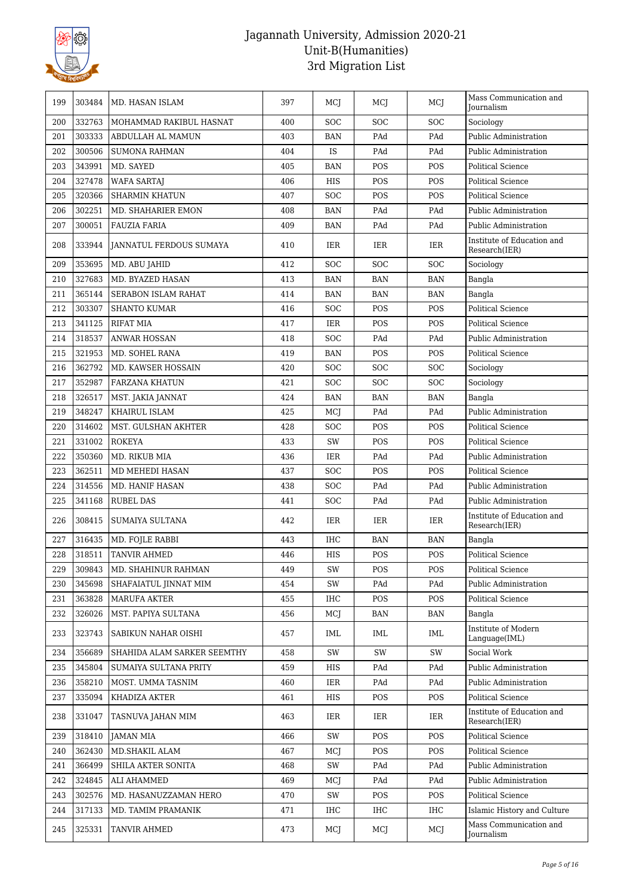# Jagannath University, Admission 2020-21
## Unit-B(Humanities)
## 3rd Migration List

| | | | | | | | |
|---|---|---|---|---|---|---|---|
| 199 | 303484 | MD. HASAN ISLAM | 397 | MCJ | MCJ | MCJ | Mass Communication and Journalism |
| 200 | 332763 | MOHAMMAD RAKIBUL HASNAT | 400 | SOC | SOC | SOC | Sociology |
| 201 | 303333 | ABDULLAH AL MAMUN | 403 | BAN | PAd | PAd | Public Administration |
| 202 | 300506 | SUMONA RAHMAN | 404 | IS | PAd | PAd | Public Administration |
| 203 | 343991 | MD. SAYED | 405 | BAN | POS | POS | Political Science |
| 204 | 327478 | WAFA SARTAJ | 406 | HIS | POS | POS | Political Science |
| 205 | 320366 | SHARMIN KHATUN | 407 | SOC | POS | POS | Political Science |
| 206 | 302251 | MD. SHAHARIER EMON | 408 | BAN | PAd | PAd | Public Administration |
| 207 | 300051 | FAUZIA FARIA | 409 | BAN | PAd | PAd | Public Administration |
| 208 | 333944 | JANNATUL FERDOUS SUMAYA | 410 | IER | IER | IER | Institute of Education and Research(IER) |
| 209 | 353695 | MD. ABU JAHID | 412 | SOC | SOC | SOC | Sociology |
| 210 | 327683 | MD. BYAZED HASAN | 413 | BAN | BAN | BAN | Bangla |
| 211 | 365144 | SERABON ISLAM RAHAT | 414 | BAN | BAN | BAN | Bangla |
| 212 | 303307 | SHANTO KUMAR | 416 | SOC | POS | POS | Political Science |
| 213 | 341125 | RIFAT MIA | 417 | IER | POS | POS | Political Science |
| 214 | 318537 | ANWAR HOSSAN | 418 | SOC | PAd | PAd | Public Administration |
| 215 | 321953 | MD. SOHEL RANA | 419 | BAN | POS | POS | Political Science |
| 216 | 362792 | MD. KAWSER HOSSAIN | 420 | SOC | SOC | SOC | Sociology |
| 217 | 352987 | FARZANA KHATUN | 421 | SOC | SOC | SOC | Sociology |
| 218 | 326517 | MST. JAKIA JANNAT | 424 | BAN | BAN | BAN | Bangla |
| 219 | 348247 | KHAIRUL ISLAM | 425 | MCJ | PAd | PAd | Public Administration |
| 220 | 314602 | MST. GULSHAN AKHTER | 428 | SOC | POS | POS | Political Science |
| 221 | 331002 | ROKEYA | 433 | SW | POS | POS | Political Science |
| 222 | 350360 | MD. RIKUB MIA | 436 | IER | PAd | PAd | Public Administration |
| 223 | 362511 | MD MEHEDI HASAN | 437 | SOC | POS | POS | Political Science |
| 224 | 314556 | MD. HANIF HASAN | 438 | SOC | PAd | PAd | Public Administration |
| 225 | 341168 | RUBEL DAS | 441 | SOC | PAd | PAd | Public Administration |
| 226 | 308415 | SUMAIYA SULTANA | 442 | IER | IER | IER | Institute of Education and Research(IER) |
| 227 | 316435 | MD. FOJLE RABBI | 443 | IHC | BAN | BAN | Bangla |
| 228 | 318511 | TANVIR AHMED | 446 | HIS | POS | POS | Political Science |
| 229 | 309843 | MD. SHAHINUR RAHMAN | 449 | SW | POS | POS | Political Science |
| 230 | 345698 | SHAFAIATUL JINNAT MIM | 454 | SW | PAd | PAd | Public Administration |
| 231 | 363828 | MARUFA AKTER | 455 | IHC | POS | POS | Political Science |
| 232 | 326026 | MST. PAPIYA SULTANA | 456 | MCJ | BAN | BAN | Bangla |
| 233 | 323743 | SABIKUN NAHAR OISHI | 457 | IML | IML | IML | Institute of Modern Language(IML) |
| 234 | 356689 | SHAHIDA ALAM SARKER SEEMTHY | 458 | SW | SW | SW | Social Work |
| 235 | 345804 | SUMAIYA SULTANA PRITY | 459 | HIS | PAd | PAd | Public Administration |
| 236 | 358210 | MOST. UMMA TASNIM | 460 | IER | PAd | PAd | Public Administration |
| 237 | 335094 | KHADIZA AKTER | 461 | HIS | POS | POS | Political Science |
| 238 | 331047 | TASNUVA JAHAN MIM | 463 | IER | IER | IER | Institute of Education and Research(IER) |
| 239 | 318410 | JAMAN MIA | 466 | SW | POS | POS | Political Science |
| 240 | 362430 | MD.SHAKIL ALAM | 467 | MCJ | POS | POS | Political Science |
| 241 | 366499 | SHILA AKTER SONITA | 468 | SW | PAd | PAd | Public Administration |
| 242 | 324845 | ALI AHAMMED | 469 | MCJ | PAd | PAd | Public Administration |
| 243 | 302576 | MD. HASANUZZAMAN HERO | 470 | SW | POS | POS | Political Science |
| 244 | 317133 | MD. TAMIM PRAMANIK | 471 | IHC | IHC | IHC | Islamic History and Culture |
| 245 | 325331 | TANVIR AHMED | 473 | MCJ | MCJ | MCJ | Mass Communication and Journalism |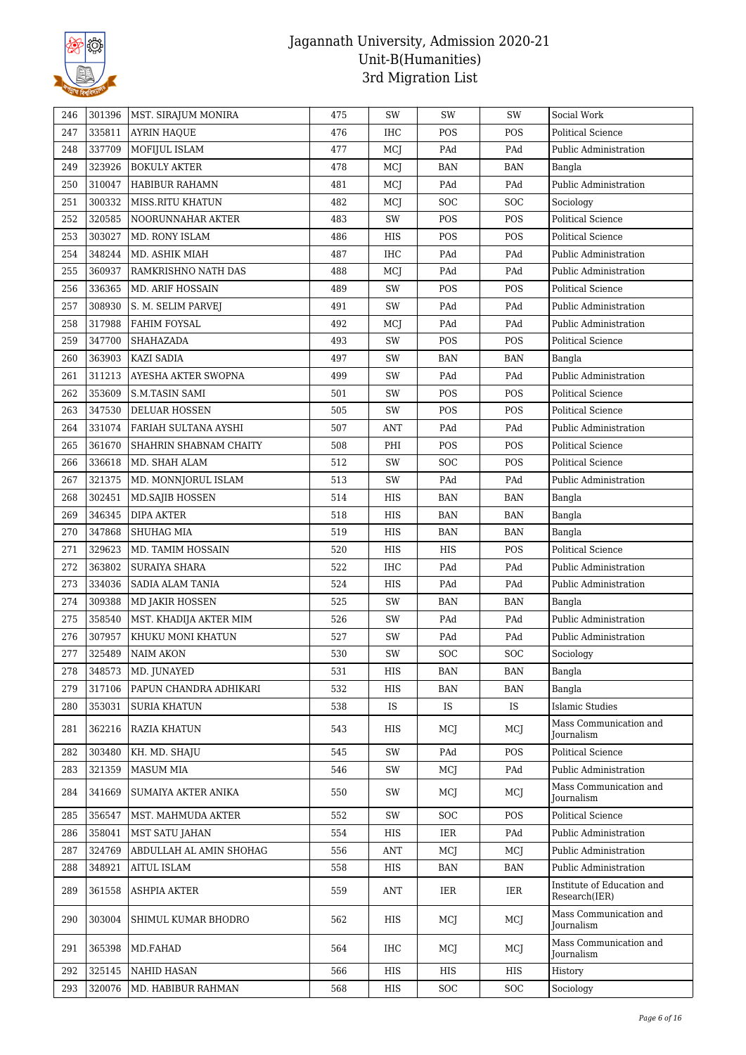# Jagannath University, Admission 2020-21
## Unit-B(Humanities)
## 3rd Migration List

| | | | | | | | |
|---|---|---|---|---|---|---|---|
| 246 | 301396 | MST. SIRAJUM MONIRA | 475 | SW | SW | SW | Social Work |
| 247 | 335811 | AYRIN HAQUE | 476 | IHC | POS | POS | Political Science |
| 248 | 337709 | MOFIJUL ISLAM | 477 | MCJ | PAd | PAd | Public Administration |
| 249 | 323926 | BOKULY AKTER | 478 | MCJ | BAN | BAN | Bangla |
| 250 | 310047 | HABIBUR RAHAMN | 481 | MCJ | PAd | PAd | Public Administration |
| 251 | 300332 | MISS.RITU KHATUN | 482 | MCJ | SOC | SOC | Sociology |
| 252 | 320585 | NOORUNNAHAR AKTER | 483 | SW | POS | POS | Political Science |
| 253 | 303027 | MD. RONY ISLAM | 486 | HIS | POS | POS | Political Science |
| 254 | 348244 | MD. ASHIK MIAH | 487 | IHC | PAd | PAd | Public Administration |
| 255 | 360937 | RAMKRISHNO NATH DAS | 488 | MCJ | PAd | PAd | Public Administration |
| 256 | 336365 | MD. ARIF HOSSAIN | 489 | SW | POS | POS | Political Science |
| 257 | 308930 | S. M. SELIM PARVEJ | 491 | SW | PAd | PAd | Public Administration |
| 258 | 317988 | FAHIM FOYSAL | 492 | MCJ | PAd | PAd | Public Administration |
| 259 | 347700 | SHAHAZADA | 493 | SW | POS | POS | Political Science |
| 260 | 363903 | KAZI SADIA | 497 | SW | BAN | BAN | Bangla |
| 261 | 311213 | AYESHA AKTER SWOPNA | 499 | SW | PAd | PAd | Public Administration |
| 262 | 353609 | S.M.TASIN SAMI | 501 | SW | POS | POS | Political Science |
| 263 | 347530 | DELUAR HOSSEN | 505 | SW | POS | POS | Political Science |
| 264 | 331074 | FARIAH SULTANA AYSHI | 507 | ANT | PAd | PAd | Public Administration |
| 265 | 361670 | SHAHRIN SHABNAM CHAITY | 508 | PHI | POS | POS | Political Science |
| 266 | 336618 | MD. SHAH ALAM | 512 | SW | SOC | POS | Political Science |
| 267 | 321375 | MD. MONNJORUL ISLAM | 513 | SW | PAd | PAd | Public Administration |
| 268 | 302451 | MD.SAJIB HOSSEN | 514 | HIS | BAN | BAN | Bangla |
| 269 | 346345 | DIPA AKTER | 518 | HIS | BAN | BAN | Bangla |
| 270 | 347868 | SHUHAG MIA | 519 | HIS | BAN | BAN | Bangla |
| 271 | 329623 | MD. TAMIM HOSSAIN | 520 | HIS | HIS | POS | Political Science |
| 272 | 363802 | SURAIYA SHARA | 522 | IHC | PAd | PAd | Public Administration |
| 273 | 334036 | SADIA ALAM TANIA | 524 | HIS | PAd | PAd | Public Administration |
| 274 | 309388 | MD JAKIR HOSSEN | 525 | SW | BAN | BAN | Bangla |
| 275 | 358540 | MST. KHADIJA AKTER MIM | 526 | SW | PAd | PAd | Public Administration |
| 276 | 307957 | KHUKU MONI KHATUN | 527 | SW | PAd | PAd | Public Administration |
| 277 | 325489 | NAIM AKON | 530 | SW | SOC | SOC | Sociology |
| 278 | 348573 | MD. JUNAYED | 531 | HIS | BAN | BAN | Bangla |
| 279 | 317106 | PAPUN CHANDRA ADHIKARI | 532 | HIS | BAN | BAN | Bangla |
| 280 | 353031 | SURIA KHATUN | 538 | IS | IS | IS | Islamic Studies |
| 281 | 362216 | RAZIA KHATUN | 543 | HIS | MCJ | MCJ | Mass Communication and Journalism |
| 282 | 303480 | KH. MD. SHAJU | 545 | SW | PAd | POS | Political Science |
| 283 | 321359 | MASUM MIA | 546 | SW | MCJ | PAd | Public Administration |
| 284 | 341669 | SUMAIYA AKTER ANIKA | 550 | SW | MCJ | MCJ | Mass Communication and Journalism |
| 285 | 356547 | MST. MAHMUDA AKTER | 552 | SW | SOC | POS | Political Science |
| 286 | 358041 | MST SATU JAHAN | 554 | HIS | IER | PAd | Public Administration |
| 287 | 324769 | ABDULLAH AL AMIN SHOHAG | 556 | ANT | MCJ | MCJ | Public Administration |
| 288 | 348921 | AITUL ISLAM | 558 | HIS | BAN | BAN | Public Administration |
| 289 | 361558 | ASHPIA AKTER | 559 | ANT | IER | IER | Institute of Education and Research(IER) |
| 290 | 303004 | SHIMUL KUMAR BHODRO | 562 | HIS | MCJ | MCJ | Mass Communication and Journalism |
| 291 | 365398 | MD.FAHAD | 564 | IHC | MCJ | MCJ | Mass Communication and Journalism |
| 292 | 325145 | NAHID HASAN | 566 | HIS | HIS | HIS | History |
| 293 | 320076 | MD. HABIBUR RAHMAN | 568 | HIS | SOC | SOC | Sociology |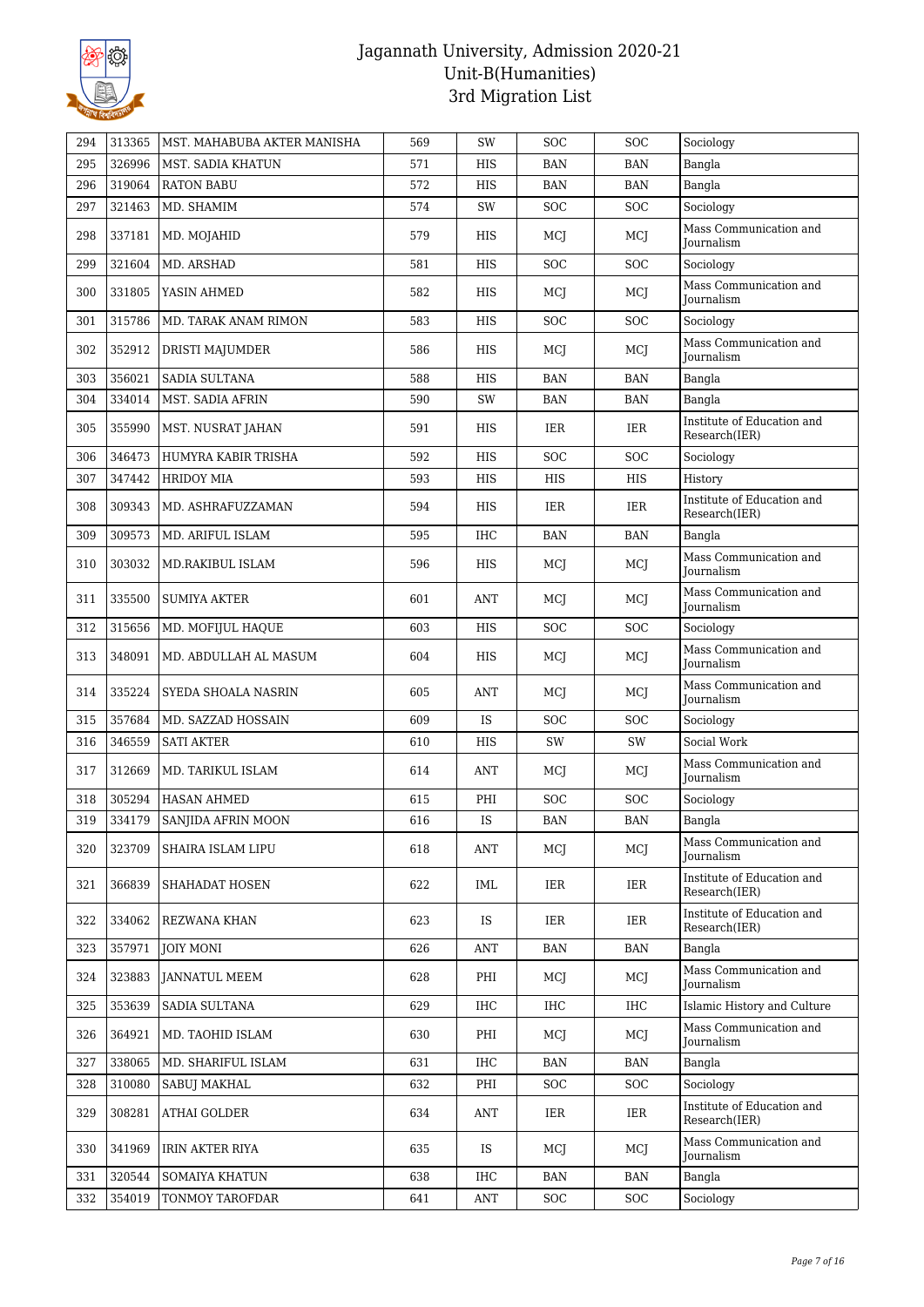| 294 | 313365 | MST. MAHABUBA AKTER MANISHA | 569 | SW | SOC | SOC | Sociology |
|---|---|---|---|---|---|---|---|
| 295 | 326996 | MST. SADIA KHATUN | 571 | HIS | BAN | BAN | Bangla |
| 296 | 319064 | RATON BABU | 572 | HIS | BAN | BAN | Bangla |
| 297 | 321463 | MD. SHAMIM | 574 | SW | SOC | SOC | Sociology |
| 298 | 337181 | MD. MOJAHID | 579 | HIS | MCJ | MCJ | Mass Communication and Journalism |
| 299 | 321604 | MD. ARSHAD | 581 | HIS | SOC | SOC | Sociology |
| 300 | 331805 | YASIN AHMED | 582 | HIS | MCJ | MCJ | Mass Communication and Journalism |
| 301 | 315786 | MD. TARAK ANAM RIMON | 583 | HIS | SOC | SOC | Sociology |
| 302 | 352912 | DRISTI MAJUMDER | 586 | HIS | MCJ | MCJ | Mass Communication and Journalism |
| 303 | 356021 | SADIA SULTANA | 588 | HIS | BAN | BAN | Bangla |
| 304 | 334014 | MST. SADIA AFRIN | 590 | SW | BAN | BAN | Bangla |
| 305 | 355990 | MST. NUSRAT JAHAN | 591 | HIS | IER | IER | Institute of Education and Research(IER) |
| 306 | 346473 | HUMYRA KABIR TRISHA | 592 | HIS | SOC | SOC | Sociology |
| 307 | 347442 | HRIDOY MIA | 593 | HIS | HIS | HIS | History |
| 308 | 309343 | MD. ASHRAFUZZAMAN | 594 | HIS | IER | IER | Institute of Education and Research(IER) |
| 309 | 309573 | MD. ARIFUL ISLAM | 595 | IHC | BAN | BAN | Bangla |
| 310 | 303032 | MD.RAKIBUL ISLAM | 596 | HIS | MCJ | MCJ | Mass Communication and Journalism |
| 311 | 335500 | SUMIYA AKTER | 601 | ANT | MCJ | MCJ | Mass Communication and Journalism |
| 312 | 315656 | MD. MOFIJUL HAQUE | 603 | HIS | SOC | SOC | Sociology |
| 313 | 348091 | MD. ABDULLAH AL MASUM | 604 | HIS | MCJ | MCJ | Mass Communication and Journalism |
| 314 | 335224 | SYEDA SHOALA NASRIN | 605 | ANT | MCJ | MCJ | Mass Communication and Journalism |
| 315 | 357684 | MD. SAZZAD HOSSAIN | 609 | IS | SOC | SOC | Sociology |
| 316 | 346559 | SATI AKTER | 610 | HIS | SW | SW | Social Work |
| 317 | 312669 | MD. TARIKUL ISLAM | 614 | ANT | MCJ | MCJ | Mass Communication and Journalism |
| 318 | 305294 | HASAN AHMED | 615 | PHI | SOC | SOC | Sociology |
| 319 | 334179 | SANJIDA AFRIN MOON | 616 | IS | BAN | BAN | Bangla |
| 320 | 323709 | SHAIRA ISLAM LIPU | 618 | ANT | MCJ | MCJ | Mass Communication and Journalism |
| 321 | 366839 | SHAHADAT HOSEN | 622 | IML | IER | IER | Institute of Education and Research(IER) |
| 322 | 334062 | REZWANA KHAN | 623 | IS | IER | IER | Institute of Education and Research(IER) |
| 323 | 357971 | JOIY MONI | 626 | ANT | BAN | BAN | Bangla |
| 324 | 323883 | JANNATUL MEEM | 628 | PHI | MCJ | MCJ | Mass Communication and Journalism |
| 325 | 353639 | SADIA SULTANA | 629 | IHC | IHC | IHC | Islamic History and Culture |
| 326 | 364921 | MD. TAOHID ISLAM | 630 | PHI | MCJ | MCJ | Mass Communication and Journalism |
| 327 | 338065 | MD. SHARIFUL ISLAM | 631 | IHC | BAN | BAN | Bangla |
| 328 | 310080 | SABUJ MAKHAL | 632 | PHI | SOC | SOC | Sociology |
| 329 | 308281 | ATHAI GOLDER | 634 | ANT | IER | IER | Institute of Education and Research(IER) |
| 330 | 341969 | IRIN AKTER RIYA | 635 | IS | MCJ | MCJ | Mass Communication and Journalism |
| 331 | 320544 | SOMAIYA KHATUN | 638 | IHC | BAN | BAN | Bangla |
| 332 | 354019 | TONMOY TAROFDAR | 641 | ANT | SOC | SOC | Sociology |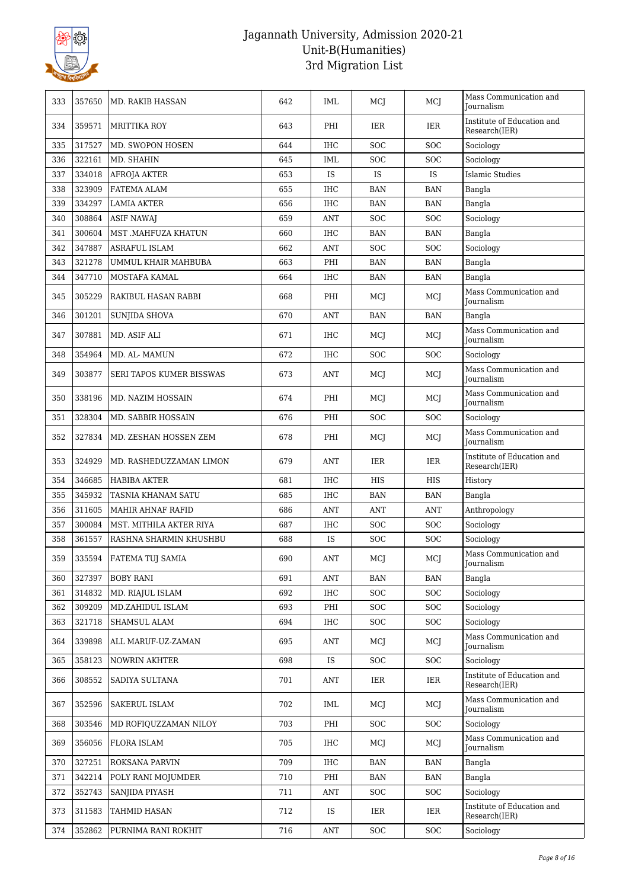# Jagannath University, Admission 2020-21
## Unit-B(Humanities)
## 3rd Migration List

| | | | | | | | |
|---|---|---|---|---|---|---|---|
| 333 | 357650 | MD. RAKIB HASSAN | 642 | IML | MCJ | MCJ | Mass Communication and Journalism |
| 334 | 359571 | MRITTIKA ROY | 643 | PHI | IER | IER | Institute of Education and Research(IER) |
| 335 | 317527 | MD. SWOPON HOSEN | 644 | IHC | SOC | SOC | Sociology |
| 336 | 322161 | MD. SHAHIN | 645 | IML | SOC | SOC | Sociology |
| 337 | 334018 | AFROJA AKTER | 653 | IS | IS | IS | Islamic Studies |
| 338 | 323909 | FATEMA ALAM | 655 | IHC | BAN | BAN | Bangla |
| 339 | 334297 | LAMIA AKTER | 656 | IHC | BAN | BAN | Bangla |
| 340 | 308864 | ASIF NAWAJ | 659 | ANT | SOC | SOC | Sociology |
| 341 | 300604 | MST .MAHFUZA KHATUN | 660 | IHC | BAN | BAN | Bangla |
| 342 | 347887 | ASRAFUL ISLAM | 662 | ANT | SOC | SOC | Sociology |
| 343 | 321278 | UMMUL KHAIR MAHBUBA | 663 | PHI | BAN | BAN | Bangla |
| 344 | 347710 | MOSTAFA KAMAL | 664 | IHC | BAN | BAN | Bangla |
| 345 | 305229 | RAKIBUL HASAN RABBI | 668 | PHI | MCJ | MCJ | Mass Communication and Journalism |
| 346 | 301201 | SUNJIDA SHOVA | 670 | ANT | BAN | BAN | Bangla |
| 347 | 307881 | MD. ASIF ALI | 671 | IHC | MCJ | MCJ | Mass Communication and Journalism |
| 348 | 354964 | MD. AL- MAMUN | 672 | IHC | SOC | SOC | Sociology |
| 349 | 303877 | SERI TAPOS KUMER BISSWAS | 673 | ANT | MCJ | MCJ | Mass Communication and Journalism |
| 350 | 338196 | MD. NAZIM HOSSAIN | 674 | PHI | MCJ | MCJ | Mass Communication and Journalism |
| 351 | 328304 | MD. SABBIR HOSSAIN | 676 | PHI | SOC | SOC | Sociology |
| 352 | 327834 | MD. ZESHAN HOSSEN ZEM | 678 | PHI | MCJ | MCJ | Mass Communication and Journalism |
| 353 | 324929 | MD. RASHEDUZZAMAN LIMON | 679 | ANT | IER | IER | Institute of Education and Research(IER) |
| 354 | 346685 | HABIBA AKTER | 681 | IHC | HIS | HIS | History |
| 355 | 345932 | TASNIA KHANAM SATU | 685 | IHC | BAN | BAN | Bangla |
| 356 | 311605 | MAHIR AHNAF RAFID | 686 | ANT | ANT | ANT | Anthropology |
| 357 | 300084 | MST. MITHILA AKTER RIYA | 687 | IHC | SOC | SOC | Sociology |
| 358 | 361557 | RASHNA SHARMIN KHUSHBU | 688 | IS | SOC | SOC | Sociology |
| 359 | 335594 | FATEMA TUJ SAMIA | 690 | ANT | MCJ | MCJ | Mass Communication and Journalism |
| 360 | 327397 | BOBY RANI | 691 | ANT | BAN | BAN | Bangla |
| 361 | 314832 | MD. RIAJUL ISLAM | 692 | IHC | SOC | SOC | Sociology |
| 362 | 309209 | MD.ZAHIDUL ISLAM | 693 | PHI | SOC | SOC | Sociology |
| 363 | 321718 | SHAMSUL ALAM | 694 | IHC | SOC | SOC | Sociology |
| 364 | 339898 | ALL MARUF-UZ-ZAMAN | 695 | ANT | MCJ | MCJ | Mass Communication and Journalism |
| 365 | 358123 | NOWRIN AKHTER | 698 | IS | SOC | SOC | Sociology |
| 366 | 308552 | SADIYA SULTANA | 701 | ANT | IER | IER | Institute of Education and Research(IER) |
| 367 | 352596 | SAKERUL ISLAM | 702 | IML | MCJ | MCJ | Mass Communication and Journalism |
| 368 | 303546 | MD ROFIQUZZAMAN NILOY | 703 | PHI | SOC | SOC | Sociology |
| 369 | 356056 | FLORA ISLAM | 705 | IHC | MCJ | MCJ | Mass Communication and Journalism |
| 370 | 327251 | ROKSANA PARVIN | 709 | IHC | BAN | BAN | Bangla |
| 371 | 342214 | POLY RANI MOJUMDER | 710 | PHI | BAN | BAN | Bangla |
| 372 | 352743 | SANJIDA PIYASH | 711 | ANT | SOC | SOC | Sociology |
| 373 | 311583 | TAHMID HASAN | 712 | IS | IER | IER | Institute of Education and Research(IER) |
| 374 | 352862 | PURNIMA RANI ROKHIT | 716 | ANT | SOC | SOC | Sociology |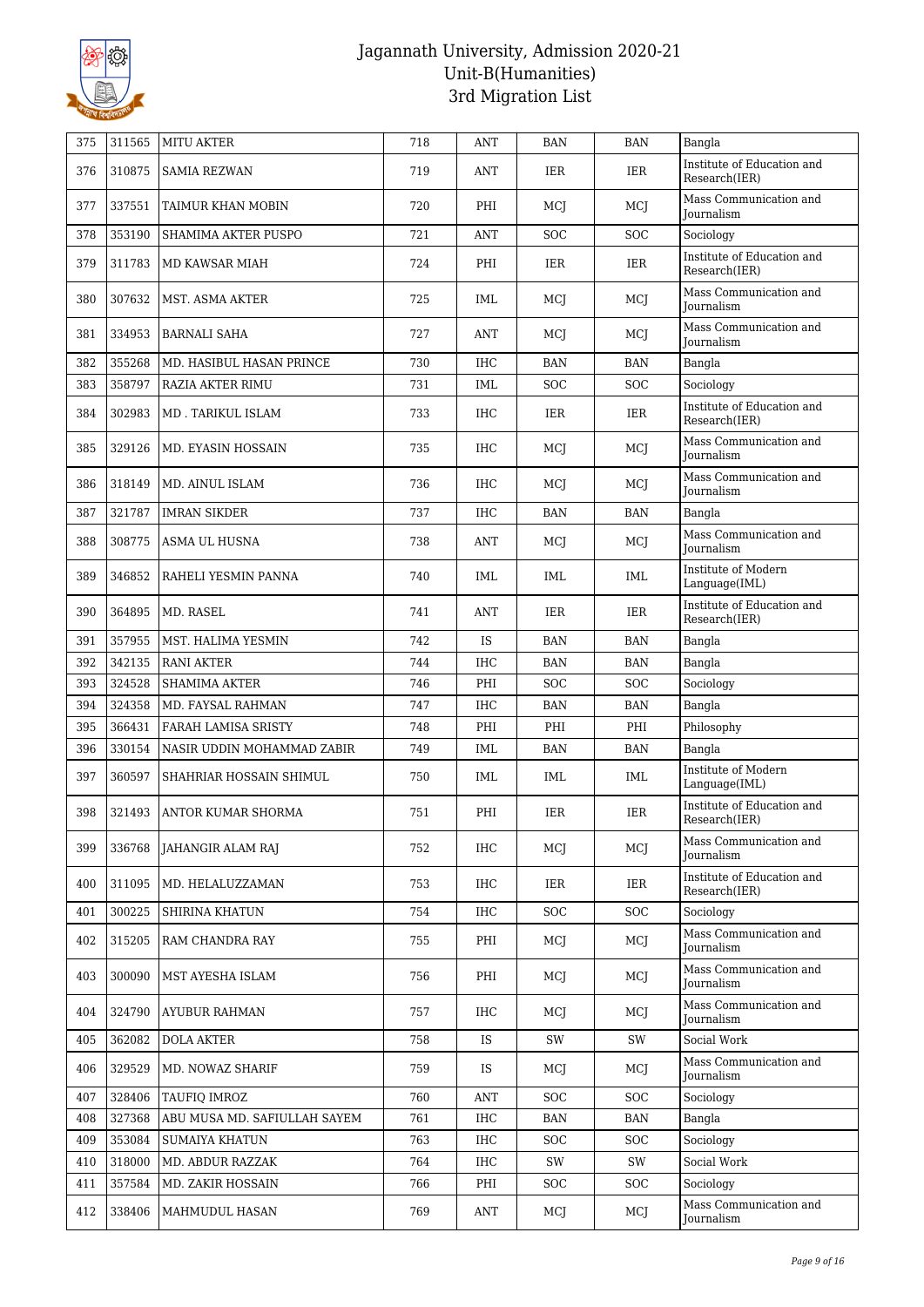# Jagannath University, Admission 2020-21
## Unit-B(Humanities)
## 3rd Migration List

| 375 | 311565 | MITU AKTER | 718 | ANT | BAN | BAN | Bangla |
|---|---|---|---|---|---|---|---|
| 376 | 310875 | SAMIA REZWAN | 719 | ANT | IER | IER | Institute of Education and Research(IER) |
| 377 | 337551 | TAIMUR KHAN MOBIN | 720 | PHI | MCJ | MCJ | Mass Communication and Journalism |
| 378 | 353190 | SHAMIMA AKTER PUSPO | 721 | ANT | SOC | SOC | Sociology |
| 379 | 311783 | MD KAWSAR MIAH | 724 | PHI | IER | IER | Institute of Education and Research(IER) |
| 380 | 307632 | MST. ASMA AKTER | 725 | IML | MCJ | MCJ | Mass Communication and Journalism |
| 381 | 334953 | BARNALI SAHA | 727 | ANT | MCJ | MCJ | Mass Communication and Journalism |
| 382 | 355268 | MD. HASIBUL HASAN PRINCE | 730 | IHC | BAN | BAN | Bangla |
| 383 | 358797 | RAZIA AKTER RIMU | 731 | IML | SOC | SOC | Sociology |
| 384 | 302983 | MD . TARIKUL ISLAM | 733 | IHC | IER | IER | Institute of Education and Research(IER) |
| 385 | 329126 | MD. EYASIN HOSSAIN | 735 | IHC | MCJ | MCJ | Mass Communication and Journalism |
| 386 | 318149 | MD. AINUL ISLAM | 736 | IHC | MCJ | MCJ | Mass Communication and Journalism |
| 387 | 321787 | IMRAN SIKDER | 737 | IHC | BAN | BAN | Bangla |
| 388 | 308775 | ASMA UL HUSNA | 738 | ANT | MCJ | MCJ | Mass Communication and Journalism |
| 389 | 346852 | RAHELI YESMIN PANNA | 740 | IML | IML | IML | Institute of Modern Language(IML) |
| 390 | 364895 | MD. RASEL | 741 | ANT | IER | IER | Institute of Education and Research(IER) |
| 391 | 357955 | MST. HALIMA YESMIN | 742 | IS | BAN | BAN | Bangla |
| 392 | 342135 | RANI AKTER | 744 | IHC | BAN | BAN | Bangla |
| 393 | 324528 | SHAMIMA AKTER | 746 | PHI | SOC | SOC | Sociology |
| 394 | 324358 | MD. FAYSAL RAHMAN | 747 | IHC | BAN | BAN | Bangla |
| 395 | 366431 | FARAH LAMISA SRISTY | 748 | PHI | PHI | PHI | Philosophy |
| 396 | 330154 | NASIR UDDIN MOHAMMAD ZABIR | 749 | IML | BAN | BAN | Bangla |
| 397 | 360597 | SHAHRIAR HOSSAIN SHIMUL | 750 | IML | IML | IML | Institute of Modern Language(IML) |
| 398 | 321493 | ANTOR KUMAR SHORMA | 751 | PHI | IER | IER | Institute of Education and Research(IER) |
| 399 | 336768 | JAHANGIR ALAM RAJ | 752 | IHC | MCJ | MCJ | Mass Communication and Journalism |
| 400 | 311095 | MD. HELALUZZAMAN | 753 | IHC | IER | IER | Institute of Education and Research(IER) |
| 401 | 300225 | SHIRINA KHATUN | 754 | IHC | SOC | SOC | Sociology |
| 402 | 315205 | RAM CHANDRA RAY | 755 | PHI | MCJ | MCJ | Mass Communication and Journalism |
| 403 | 300090 | MST AYESHA ISLAM | 756 | PHI | MCJ | MCJ | Mass Communication and Journalism |
| 404 | 324790 | AYUBUR RAHMAN | 757 | IHC | MCJ | MCJ | Mass Communication and Journalism |
| 405 | 362082 | DOLA AKTER | 758 | IS | SW | SW | Social Work |
| 406 | 329529 | MD. NOWAZ SHARIF | 759 | IS | MCJ | MCJ | Mass Communication and Journalism |
| 407 | 328406 | TAUFIQ IMROZ | 760 | ANT | SOC | SOC | Sociology |
| 408 | 327368 | ABU MUSA MD. SAFIULLAH SAYEM | 761 | IHC | BAN | BAN | Bangla |
| 409 | 353084 | SUMAIYA KHATUN | 763 | IHC | SOC | SOC | Sociology |
| 410 | 318000 | MD. ABDUR RAZZAK | 764 | IHC | SW | SW | Social Work |
| 411 | 357584 | MD. ZAKIR HOSSAIN | 766 | PHI | SOC | SOC | Sociology |
| 412 | 338406 | MAHMUDUL HASAN | 769 | ANT | MCJ | MCJ | Mass Communication and Journalism |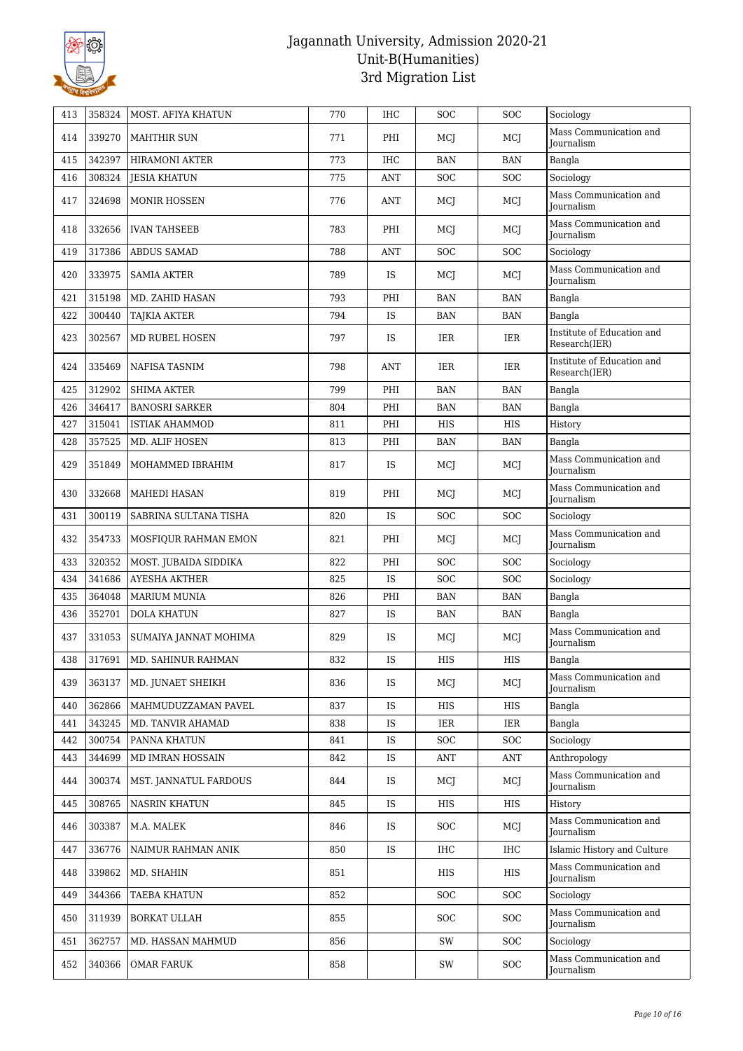# Jagannath University, Admission 2020-21
## Unit-B(Humanities)
## 3rd Migration List

| | | | | | | | |
|---|---|---|---|---|---|---|---|
| 413 | 358324 | MOST. AFIYA KHATUN | 770 | IHC | SOC | SOC | Sociology |
| 414 | 339270 | MAHTHIR SUN | 771 | PHI | MCJ | MCJ | Mass Communication and Journalism |
| 415 | 342397 | HIRAMONI AKTER | 773 | IHC | BAN | BAN | Bangla |
| 416 | 308324 | JESIA KHATUN | 775 | ANT | SOC | SOC | Sociology |
| 417 | 324698 | MONIR HOSSEN | 776 | ANT | MCJ | MCJ | Mass Communication and Journalism |
| 418 | 332656 | IVAN TAHSEEB | 783 | PHI | MCJ | MCJ | Mass Communication and Journalism |
| 419 | 317386 | ABDUS SAMAD | 788 | ANT | SOC | SOC | Sociology |
| 420 | 333975 | SAMIA AKTER | 789 | IS | MCJ | MCJ | Mass Communication and Journalism |
| 421 | 315198 | MD. ZAHID HASAN | 793 | PHI | BAN | BAN | Bangla |
| 422 | 300440 | TAJKIA AKTER | 794 | IS | BAN | BAN | Bangla |
| 423 | 302567 | MD RUBEL HOSEN | 797 | IS | IER | IER | Institute of Education and Research(IER) |
| 424 | 335469 | NAFISA TASNIM | 798 | ANT | IER | IER | Institute of Education and Research(IER) |
| 425 | 312902 | SHIMA AKTER | 799 | PHI | BAN | BAN | Bangla |
| 426 | 346417 | BANOSRI SARKER | 804 | PHI | BAN | BAN | Bangla |
| 427 | 315041 | ISTIAK AHAMMOD | 811 | PHI | HIS | HIS | History |
| 428 | 357525 | MD. ALIF HOSEN | 813 | PHI | BAN | BAN | Bangla |
| 429 | 351849 | MOHAMMED IBRAHIM | 817 | IS | MCJ | MCJ | Mass Communication and Journalism |
| 430 | 332668 | MAHEDI HASAN | 819 | PHI | MCJ | MCJ | Mass Communication and Journalism |
| 431 | 300119 | SABRINA SULTANA TISHA | 820 | IS | SOC | SOC | Sociology |
| 432 | 354733 | MOSFIQUR RAHMAN EMON | 821 | PHI | MCJ | MCJ | Mass Communication and Journalism |
| 433 | 320352 | MOST. JUBAIDA SIDDIKA | 822 | PHI | SOC | SOC | Sociology |
| 434 | 341686 | AYESHA AKTHER | 825 | IS | SOC | SOC | Sociology |
| 435 | 364048 | MARIUM MUNIA | 826 | PHI | BAN | BAN | Bangla |
| 436 | 352701 | DOLA KHATUN | 827 | IS | BAN | BAN | Bangla |
| 437 | 331053 | SUMAIYA JANNAT MOHIMA | 829 | IS | MCJ | MCJ | Mass Communication and Journalism |
| 438 | 317691 | MD. SAHINUR RAHMAN | 832 | IS | HIS | HIS | Bangla |
| 439 | 363137 | MD. JUNAET SHEIKH | 836 | IS | MCJ | MCJ | Mass Communication and Journalism |
| 440 | 362866 | MAHMUDUZZAMAN PAVEL | 837 | IS | HIS | HIS | Bangla |
| 441 | 343245 | MD. TANVIR AHAMAD | 838 | IS | IER | IER | Bangla |
| 442 | 300754 | PANNA KHATUN | 841 | IS | SOC | SOC | Sociology |
| 443 | 344699 | MD IMRAN HOSSAIN | 842 | IS | ANT | ANT | Anthropology |
| 444 | 300374 | MST. JANNATUL FARDOUS | 844 | IS | MCJ | MCJ | Mass Communication and Journalism |
| 445 | 308765 | NASRIN KHATUN | 845 | IS | HIS | HIS | History |
| 446 | 303387 | M.A. MALEK | 846 | IS | SOC | MCJ | Mass Communication and Journalism |
| 447 | 336776 | NAIMUR RAHMAN ANIK | 850 | IS | IHC | IHC | Islamic History and Culture |
| 448 | 339862 | MD. SHAHIN | 851 | | HIS | HIS | Mass Communication and Journalism |
| 449 | 344366 | TAEBA KHATUN | 852 | | SOC | SOC | Sociology |
| 450 | 311939 | BORKAT ULLAH | 855 | | SOC | SOC | Mass Communication and Journalism |
| 451 | 362757 | MD. HASSAN MAHMUD | 856 | | SW | SOC | Sociology |
| 452 | 340366 | OMAR FARUK | 858 | | SW | SOC | Mass Communication and Journalism |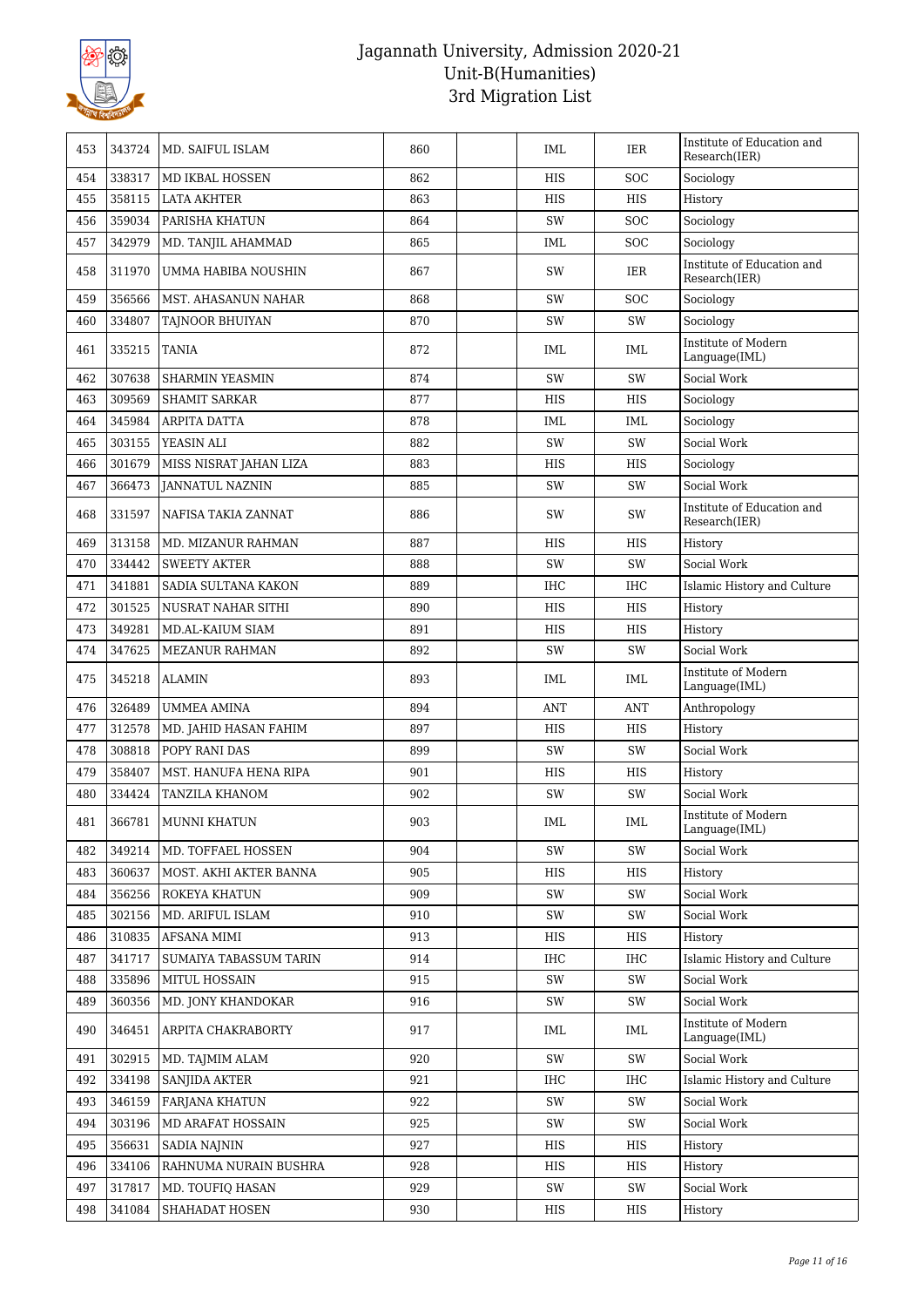# Jagannath University, Admission 2020-21
## Unit-B(Humanities)
## 3rd Migration List

| | | | | | | | |
|---|---|---|---|---|---|---|---|
| 453 | 343724 | MD. SAIFUL ISLAM | 860 | | IML | IER | Institute of Education and Research(IER) |
| 454 | 338317 | MD IKBAL HOSSEN | 862 | | HIS | SOC | Sociology |
| 455 | 358115 | LATA AKHTER | 863 | | HIS | HIS | History |
| 456 | 359034 | PARISHA KHATUN | 864 | | SW | SOC | Sociology |
| 457 | 342979 | MD. TANJIL AHAMMAD | 865 | | IML | SOC | Sociology |
| 458 | 311970 | UMMA HABIBA NOUSHIN | 867 | | SW | IER | Institute of Education and Research(IER) |
| 459 | 356566 | MST. AHASANUN NAHAR | 868 | | SW | SOC | Sociology |
| 460 | 334807 | TAJNOOR BHUIYAN | 870 | | SW | SW | Sociology |
| 461 | 335215 | TANIA | 872 | | IML | IML | Institute of Modern Language(IML) |
| 462 | 307638 | SHARMIN YEASMIN | 874 | | SW | SW | Social Work |
| 463 | 309569 | SHAMIT SARKAR | 877 | | HIS | HIS | Sociology |
| 464 | 345984 | ARPITA DATTA | 878 | | IML | IML | Sociology |
| 465 | 303155 | YEASIN ALI | 882 | | SW | SW | Social Work |
| 466 | 301679 | MISS NISRAT JAHAN LIZA | 883 | | HIS | HIS | Sociology |
| 467 | 366473 | JANNATUL NAZNIN | 885 | | SW | SW | Social Work |
| 468 | 331597 | NAFISA TAKIA ZANNAT | 886 | | SW | SW | Institute of Education and Research(IER) |
| 469 | 313158 | MD. MIZANUR RAHMAN | 887 | | HIS | HIS | History |
| 470 | 334442 | SWEETY AKTER | 888 | | SW | SW | Social Work |
| 471 | 341881 | SADIA SULTANA KAKON | 889 | | IHC | IHC | Islamic History and Culture |
| 472 | 301525 | NUSRAT NAHAR SITHI | 890 | | HIS | HIS | History |
| 473 | 349281 | MD.AL-KAIUM SIAM | 891 | | HIS | HIS | History |
| 474 | 347625 | MEZANUR RAHMAN | 892 | | SW | SW | Social Work |
| 475 | 345218 | ALAMIN | 893 | | IML | IML | Institute of Modern Language(IML) |
| 476 | 326489 | UMMEA AMINA | 894 | | ANT | ANT | Anthropology |
| 477 | 312578 | MD. JAHID HASAN FAHIM | 897 | | HIS | HIS | History |
| 478 | 308818 | POPY RANI DAS | 899 | | SW | SW | Social Work |
| 479 | 358407 | MST. HANUFA HENA RIPA | 901 | | HIS | HIS | History |
| 480 | 334424 | TANZILA KHANOM | 902 | | SW | SW | Social Work |
| 481 | 366781 | MUNNI KHATUN | 903 | | IML | IML | Institute of Modern Language(IML) |
| 482 | 349214 | MD. TOFFAEL HOSSEN | 904 | | SW | SW | Social Work |
| 483 | 360637 | MOST. AKHI AKTER BANNA | 905 | | HIS | HIS | History |
| 484 | 356256 | ROKEYA KHATUN | 909 | | SW | SW | Social Work |
| 485 | 302156 | MD. ARIFUL ISLAM | 910 | | SW | SW | Social Work |
| 486 | 310835 | AFSANA MIMI | 913 | | HIS | HIS | History |
| 487 | 341717 | SUMAIYA TABASSUM TARIN | 914 | | IHC | IHC | Islamic History and Culture |
| 488 | 335896 | MITUL HOSSAIN | 915 | | SW | SW | Social Work |
| 489 | 360356 | MD. JONY KHANDOKAR | 916 | | SW | SW | Social Work |
| 490 | 346451 | ARPITA CHAKRABORTY | 917 | | IML | IML | Institute of Modern Language(IML) |
| 491 | 302915 | MD. TAJMIM ALAM | 920 | | SW | SW | Social Work |
| 492 | 334198 | SANJIDA AKTER | 921 | | IHC | IHC | Islamic History and Culture |
| 493 | 346159 | FARJANA KHATUN | 922 | | SW | SW | Social Work |
| 494 | 303196 | MD ARAFAT HOSSAIN | 925 | | SW | SW | Social Work |
| 495 | 356631 | SADIA NAJNIN | 927 | | HIS | HIS | History |
| 496 | 334106 | RAHNUMA NURAIN BUSHRA | 928 | | HIS | HIS | History |
| 497 | 317817 | MD. TOUFIQ HASAN | 929 | | SW | SW | Social Work |
| 498 | 341084 | SHAHADAT HOSEN | 930 | | HIS | HIS | History |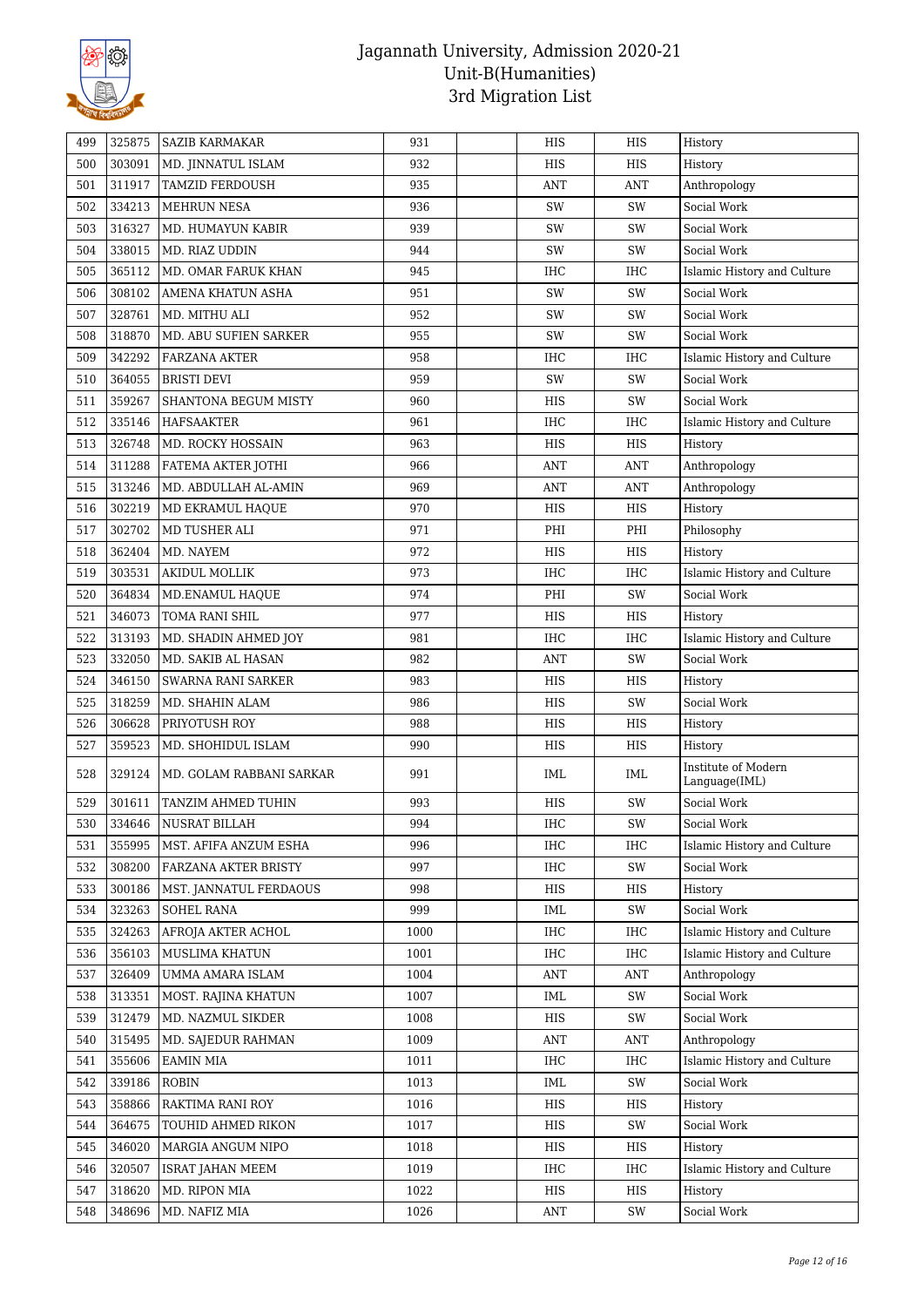# Jagannath University, Admission 2020-21
## Unit-B(Humanities)
## 3rd Migration List

| | | | | | | | |
|---|---|---|---|---|---|---|---|
| 499 | 325875 | SAZIB KARMAKAR | 931 | | HIS | HIS | History |
| 500 | 303091 | MD. JINNATUL ISLAM | 932 | | HIS | HIS | History |
| 501 | 311917 | TAMZID FERDOUSH | 935 | | ANT | ANT | Anthropology |
| 502 | 334213 | MEHRUN NESA | 936 | | SW | SW | Social Work |
| 503 | 316327 | MD. HUMAYUN KABIR | 939 | | SW | SW | Social Work |
| 504 | 338015 | MD. RIAZ UDDIN | 944 | | SW | SW | Social Work |
| 505 | 365112 | MD. OMAR FARUK KHAN | 945 | | IHC | IHC | Islamic History and Culture |
| 506 | 308102 | AMENA KHATUN ASHA | 951 | | SW | SW | Social Work |
| 507 | 328761 | MD. MITHU ALI | 952 | | SW | SW | Social Work |
| 508 | 318870 | MD. ABU SUFIEN SARKER | 955 | | SW | SW | Social Work |
| 509 | 342292 | FARZANA AKTER | 958 | | IHC | IHC | Islamic History and Culture |
| 510 | 364055 | BRISTI DEVI | 959 | | SW | SW | Social Work |
| 511 | 359267 | SHANTONA BEGUM MISTY | 960 | | HIS | SW | Social Work |
| 512 | 335146 | HAFSAAKTER | 961 | | IHC | IHC | Islamic History and Culture |
| 513 | 326748 | MD. ROCKY HOSSAIN | 963 | | HIS | HIS | History |
| 514 | 311288 | FATEMA AKTER JOTHI | 966 | | ANT | ANT | Anthropology |
| 515 | 313246 | MD. ABDULLAH AL-AMIN | 969 | | ANT | ANT | Anthropology |
| 516 | 302219 | MD EKRAMUL HAQUE | 970 | | HIS | HIS | History |
| 517 | 302702 | MD TUSHER ALI | 971 | | PHI | PHI | Philosophy |
| 518 | 362404 | MD. NAYEM | 972 | | HIS | HIS | History |
| 519 | 303531 | AKIDUL MOLLIK | 973 | | IHC | IHC | Islamic History and Culture |
| 520 | 364834 | MD.ENAMUL HAQUE | 974 | | PHI | SW | Social Work |
| 521 | 346073 | TOMA RANI SHIL | 977 | | HIS | HIS | History |
| 522 | 313193 | MD. SHADIN AHMED JOY | 981 | | IHC | IHC | Islamic History and Culture |
| 523 | 332050 | MD. SAKIB AL HASAN | 982 | | ANT | SW | Social Work |
| 524 | 346150 | SWARNA RANI SARKER | 983 | | HIS | HIS | History |
| 525 | 318259 | MD. SHAHIN ALAM | 986 | | HIS | SW | Social Work |
| 526 | 306628 | PRIYOTUSH ROY | 988 | | HIS | HIS | History |
| 527 | 359523 | MD. SHOHIDUL ISLAM | 990 | | HIS | HIS | History |
| 528 | 329124 | MD. GOLAM RABBANI SARKAR | 991 | | IML | IML | Institute of Modern Language(IML) |
| 529 | 301611 | TANZIM AHMED TUHIN | 993 | | HIS | SW | Social Work |
| 530 | 334646 | NUSRAT BILLAH | 994 | | IHC | SW | Social Work |
| 531 | 355995 | MST. AFIFA ANZUM ESHA | 996 | | IHC | IHC | Islamic History and Culture |
| 532 | 308200 | FARZANA AKTER BRISTY | 997 | | IHC | SW | Social Work |
| 533 | 300186 | MST. JANNATUL FERDAOUS | 998 | | HIS | HIS | History |
| 534 | 323263 | SOHEL RANA | 999 | | IML | SW | Social Work |
| 535 | 324263 | AFROJA AKTER ACHOL | 1000 | | IHC | IHC | Islamic History and Culture |
| 536 | 356103 | MUSLIMA KHATUN | 1001 | | IHC | IHC | Islamic History and Culture |
| 537 | 326409 | UMMA AMARA ISLAM | 1004 | | ANT | ANT | Anthropology |
| 538 | 313351 | MOST. RAJINA KHATUN | 1007 | | IML | SW | Social Work |
| 539 | 312479 | MD. NAZMUL SIKDER | 1008 | | HIS | SW | Social Work |
| 540 | 315495 | MD. SAJEDUR RAHMAN | 1009 | | ANT | ANT | Anthropology |
| 541 | 355606 | EAMIN MIA | 1011 | | IHC | IHC | Islamic History and Culture |
| 542 | 339186 | ROBIN | 1013 | | IML | SW | Social Work |
| 543 | 358866 | RAKTIMA RANI ROY | 1016 | | HIS | HIS | History |
| 544 | 364675 | TOUHID AHMED RIKON | 1017 | | HIS | SW | Social Work |
| 545 | 346020 | MARGIA ANGUM NIPO | 1018 | | HIS | HIS | History |
| 546 | 320507 | ISRAT JAHAN MEEM | 1019 | | IHC | IHC | Islamic History and Culture |
| 547 | 318620 | MD. RIPON MIA | 1022 | | HIS | HIS | History |
| 548 | 348696 | MD. NAFIZ MIA | 1026 | | ANT | SW | Social Work |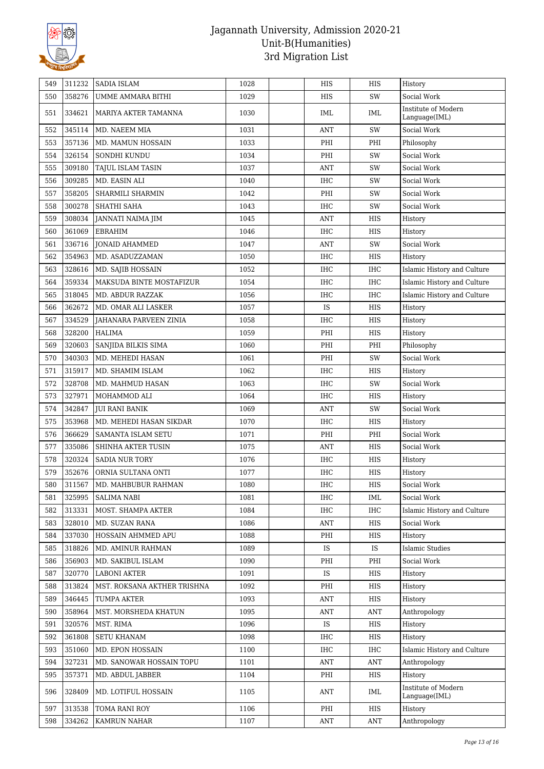# Jagannath University, Admission 2020-21
## Unit-B(Humanities)
## 3rd Migration List

| | | | | | | | |
|---|---|---|---|---|---|---|---|
| 549 | 311232 | SADIA ISLAM | 1028 | | HIS | HIS | History |
| 550 | 358276 | UMME AMMARA BITHI | 1029 | | HIS | SW | Social Work |
| 551 | 334621 | MARIYA AKTER TAMANNA | 1030 | | IML | IML | Institute of Modern Language(IML) |
| 552 | 345114 | MD. NAEEM MIA | 1031 | | ANT | SW | Social Work |
| 553 | 357136 | MD. MAMUN HOSSAIN | 1033 | | PHI | PHI | Philosophy |
| 554 | 326154 | SONDHI KUNDU | 1034 | | PHI | SW | Social Work |
| 555 | 309180 | TAJUL ISLAM TASIN | 1037 | | ANT | SW | Social Work |
| 556 | 309285 | MD. EASIN ALI | 1040 | | IHC | SW | Social Work |
| 557 | 358205 | SHARMILI SHARMIN | 1042 | | PHI | SW | Social Work |
| 558 | 300278 | SHATHI SAHA | 1043 | | IHC | SW | Social Work |
| 559 | 308034 | JANNATI NAIMA JIM | 1045 | | ANT | HIS | History |
| 560 | 361069 | EBRAHIM | 1046 | | IHC | HIS | History |
| 561 | 336716 | JONAID AHAMMED | 1047 | | ANT | SW | Social Work |
| 562 | 354963 | MD. ASADUZZAMAN | 1050 | | IHC | HIS | History |
| 563 | 328616 | MD. SAJIB HOSSAIN | 1052 | | IHC | IHC | Islamic History and Culture |
| 564 | 359334 | MAKSUDA BINTE MOSTAFIZUR | 1054 | | IHC | IHC | Islamic History and Culture |
| 565 | 318045 | MD. ABDUR RAZZAK | 1056 | | IHC | IHC | Islamic History and Culture |
| 566 | 362672 | MD. OMAR ALI LASKER | 1057 | | IS | HIS | History |
| 567 | 334529 | JAHANARA PARVEEN ZINIA | 1058 | | IHC | HIS | History |
| 568 | 328200 | HALIMA | 1059 | | PHI | HIS | History |
| 569 | 320603 | SANJIDA BILKIS SIMA | 1060 | | PHI | PHI | Philosophy |
| 570 | 340303 | MD. MEHEDI HASAN | 1061 | | PHI | SW | Social Work |
| 571 | 315917 | MD. SHAMIM ISLAM | 1062 | | IHC | HIS | History |
| 572 | 328708 | MD. MAHMUD HASAN | 1063 | | IHC | SW | Social Work |
| 573 | 327971 | MOHAMMOD ALI | 1064 | | IHC | HIS | History |
| 574 | 342847 | JUI RANI BANIK | 1069 | | ANT | SW | Social Work |
| 575 | 353968 | MD. MEHEDI HASAN SIKDAR | 1070 | | IHC | HIS | History |
| 576 | 366629 | SAMANTA ISLAM SETU | 1071 | | PHI | PHI | Social Work |
| 577 | 335086 | SHINHA AKTER TUSIN | 1075 | | ANT | HIS | Social Work |
| 578 | 320324 | SADIA NUR TORY | 1076 | | IHC | HIS | History |
| 579 | 352676 | ORNIA SULTANA ONTI | 1077 | | IHC | HIS | History |
| 580 | 311567 | MD. MAHBUBUR RAHMAN | 1080 | | IHC | HIS | Social Work |
| 581 | 325995 | SALIMA NABI | 1081 | | IHC | IML | Social Work |
| 582 | 313331 | MOST. SHAMPA AKTER | 1084 | | IHC | IHC | Islamic History and Culture |
| 583 | 328010 | MD. SUZAN RANA | 1086 | | ANT | HIS | Social Work |
| 584 | 337030 | HOSSAIN AHMMED APU | 1088 | | PHI | HIS | History |
| 585 | 318826 | MD. AMINUR RAHMAN | 1089 | | IS | IS | Islamic Studies |
| 586 | 356903 | MD. SAKIBUL ISLAM | 1090 | | PHI | PHI | Social Work |
| 587 | 320770 | LABONI AKTER | 1091 | | IS | HIS | History |
| 588 | 313824 | MST. ROKSANA AKTHER TRISHNA | 1092 | | PHI | HIS | History |
| 589 | 346445 | TUMPA AKTER | 1093 | | ANT | HIS | History |
| 590 | 358964 | MST. MORSHEDA KHATUN | 1095 | | ANT | ANT | Anthropology |
| 591 | 320576 | MST. RIMA | 1096 | | IS | HIS | History |
| 592 | 361808 | SETU KHANAM | 1098 | | IHC | HIS | History |
| 593 | 351060 | MD. EPON HOSSAIN | 1100 | | IHC | IHC | Islamic History and Culture |
| 594 | 327231 | MD. SANOWAR HOSSAIN TOPU | 1101 | | ANT | ANT | Anthropology |
| 595 | 357371 | MD. ABDUL JABBER | 1104 | | PHI | HIS | History |
| 596 | 328409 | MD. LOTIFUL HOSSAIN | 1105 | | ANT | IML | Institute of Modern Language(IML) |
| 597 | 313538 | TOMA RANI ROY | 1106 | | PHI | HIS | History |
| 598 | 334262 | KAMRUN NAHAR | 1107 | | ANT | ANT | Anthropology |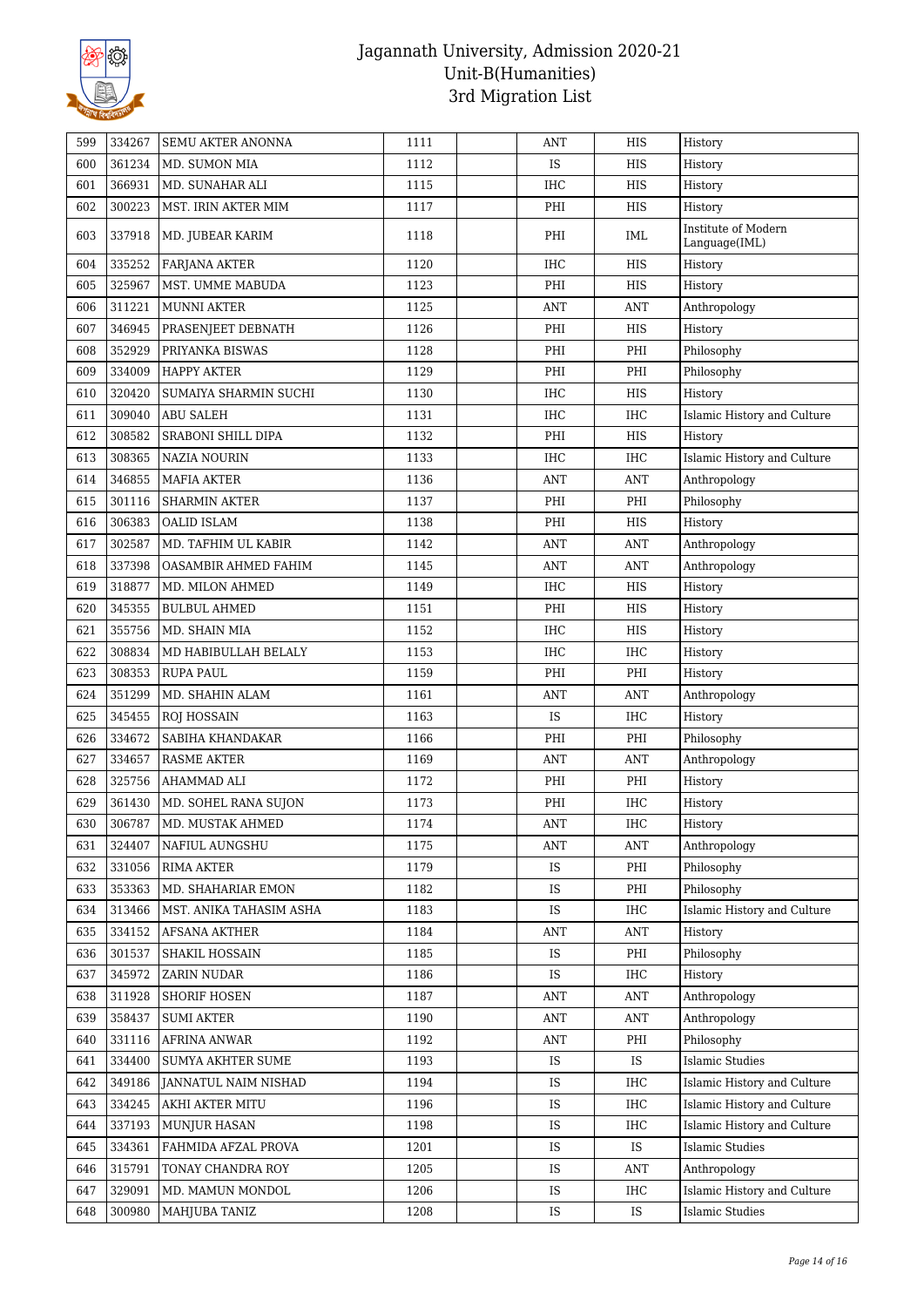# Jagannath University, Admission 2020-21
## Unit-B(Humanities)
## 3rd Migration List

| | | | | | | | |
|---|---|---|---|---|---|---|---|
| 599 | 334267 | SEMU AKTER ANONNA | 1111 | | ANT | HIS | History |
| 600 | 361234 | MD. SUMON MIA | 1112 | | IS | HIS | History |
| 601 | 366931 | MD. SUNAHAR ALI | 1115 | | IHC | HIS | History |
| 602 | 300223 | MST. IRIN AKTER MIM | 1117 | | PHI | HIS | History |
| 603 | 337918 | MD. JUBEAR KARIM | 1118 | | PHI | IML | Institute of Modern Language(IML) |
| 604 | 335252 | FARJANA AKTER | 1120 | | IHC | HIS | History |
| 605 | 325967 | MST. UMME MABUDA | 1123 | | PHI | HIS | History |
| 606 | 311221 | MUNNI AKTER | 1125 | | ANT | ANT | Anthropology |
| 607 | 346945 | PRASENJEET DEBNATH | 1126 | | PHI | HIS | History |
| 608 | 352929 | PRIYANKA BISWAS | 1128 | | PHI | PHI | Philosophy |
| 609 | 334009 | HAPPY AKTER | 1129 | | PHI | PHI | Philosophy |
| 610 | 320420 | SUMAIYA SHARMIN SUCHI | 1130 | | IHC | HIS | History |
| 611 | 309040 | ABU SALEH | 1131 | | IHC | IHC | Islamic History and Culture |
| 612 | 308582 | SRABONI SHILL DIPA | 1132 | | PHI | HIS | History |
| 613 | 308365 | NAZIA NOURIN | 1133 | | IHC | IHC | Islamic History and Culture |
| 614 | 346855 | MAFIA AKTER | 1136 | | ANT | ANT | Anthropology |
| 615 | 301116 | SHARMIN AKTER | 1137 | | PHI | PHI | Philosophy |
| 616 | 306383 | OALID ISLAM | 1138 | | PHI | HIS | History |
| 617 | 302587 | MD. TAFHIM UL KABIR | 1142 | | ANT | ANT | Anthropology |
| 618 | 337398 | OASAMBIR AHMED FAHIM | 1145 | | ANT | ANT | Anthropology |
| 619 | 318877 | MD. MILON AHMED | 1149 | | IHC | HIS | History |
| 620 | 345355 | BULBUL AHMED | 1151 | | PHI | HIS | History |
| 621 | 355756 | MD. SHAIN MIA | 1152 | | IHC | HIS | History |
| 622 | 308834 | MD HABIBULLAH BELALY | 1153 | | IHC | IHC | History |
| 623 | 308353 | RUPA PAUL | 1159 | | PHI | PHI | History |
| 624 | 351299 | MD. SHAHIN ALAM | 1161 | | ANT | ANT | Anthropology |
| 625 | 345455 | ROJ HOSSAIN | 1163 | | IS | IHC | History |
| 626 | 334672 | SABIHA KHANDAKAR | 1166 | | PHI | PHI | Philosophy |
| 627 | 334657 | RASME AKTER | 1169 | | ANT | ANT | Anthropology |
| 628 | 325756 | AHAMMAD ALI | 1172 | | PHI | PHI | History |
| 629 | 361430 | MD. SOHEL RANA SUJON | 1173 | | PHI | IHC | History |
| 630 | 306787 | MD. MUSTAK AHMED | 1174 | | ANT | IHC | History |
| 631 | 324407 | NAFIUL AUNGSHU | 1175 | | ANT | ANT | Anthropology |
| 632 | 331056 | RIMA AKTER | 1179 | | IS | PHI | Philosophy |
| 633 | 353363 | MD. SHAHARIAR EMON | 1182 | | IS | PHI | Philosophy |
| 634 | 313466 | MST. ANIKA TAHASIM ASHA | 1183 | | IS | IHC | Islamic History and Culture |
| 635 | 334152 | AFSANA AKTHER | 1184 | | ANT | ANT | History |
| 636 | 301537 | SHAKIL HOSSAIN | 1185 | | IS | PHI | Philosophy |
| 637 | 345972 | ZARIN NUDAR | 1186 | | IS | IHC | History |
| 638 | 311928 | SHORIF HOSEN | 1187 | | ANT | ANT | Anthropology |
| 639 | 358437 | SUMI AKTER | 1190 | | ANT | ANT | Anthropology |
| 640 | 331116 | AFRINA ANWAR | 1192 | | ANT | PHI | Philosophy |
| 641 | 334400 | SUMYA AKHTER SUME | 1193 | | IS | IS | Islamic Studies |
| 642 | 349186 | JANNATUL NAIM NISHAD | 1194 | | IS | IHC | Islamic History and Culture |
| 643 | 334245 | AKHI AKTER MITU | 1196 | | IS | IHC | Islamic History and Culture |
| 644 | 337193 | MUNJUR HASAN | 1198 | | IS | IHC | Islamic History and Culture |
| 645 | 334361 | FAHMIDA AFZAL PROVA | 1201 | | IS | IS | Islamic Studies |
| 646 | 315791 | TONAY CHANDRA ROY | 1205 | | IS | ANT | Anthropology |
| 647 | 329091 | MD. MAMUN MONDOL | 1206 | | IS | IHC | Islamic History and Culture |
| 648 | 300980 | MAHJUBA TANIZ | 1208 | | IS | IS | Islamic Studies |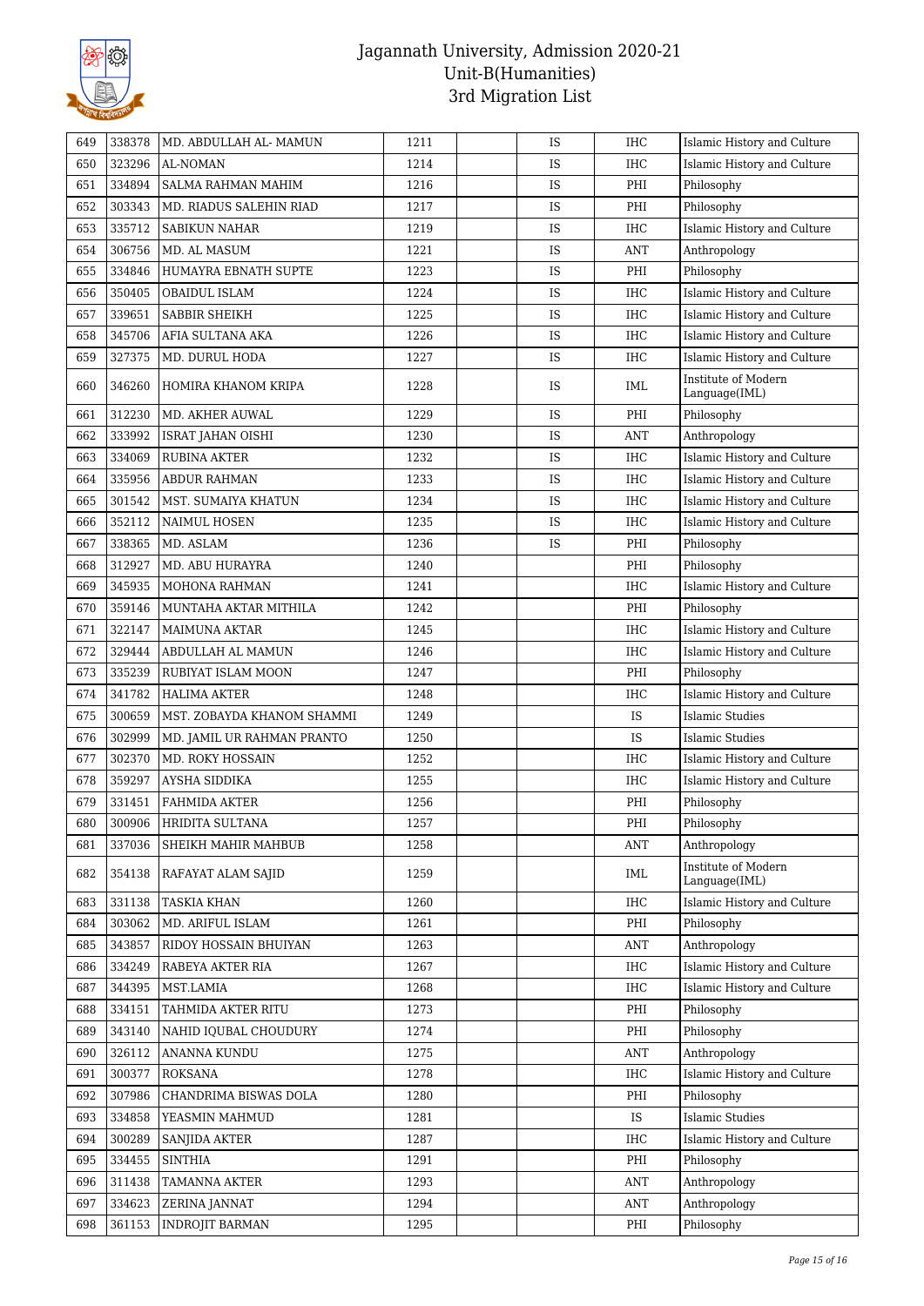# Jagannath University, Admission 2020-21
## Unit-B(Humanities)
## 3rd Migration List

| | | | | | | | |
|---|---|---|---|---|---|---|---|
| 649 | 338378 | MD. ABDULLAH AL- MAMUN | 1211 | | IS | IHC | Islamic History and Culture |
| 650 | 323296 | AL-NOMAN | 1214 | | IS | IHC | Islamic History and Culture |
| 651 | 334894 | SALMA RAHMAN MAHIM | 1216 | | IS | PHI | Philosophy |
| 652 | 303343 | MD. RIADUS SALEHIN RIAD | 1217 | | IS | PHI | Philosophy |
| 653 | 335712 | SABIKUN NAHAR | 1219 | | IS | IHC | Islamic History and Culture |
| 654 | 306756 | MD. AL MASUM | 1221 | | IS | ANT | Anthropology |
| 655 | 334846 | HUMAYRA EBNATH SUPTE | 1223 | | IS | PHI | Philosophy |
| 656 | 350405 | OBAIDUL ISLAM | 1224 | | IS | IHC | Islamic History and Culture |
| 657 | 339651 | SABBIR SHEIKH | 1225 | | IS | IHC | Islamic History and Culture |
| 658 | 345706 | AFIA SULTANA AKA | 1226 | | IS | IHC | Islamic History and Culture |
| 659 | 327375 | MD. DURUL HODA | 1227 | | IS | IHC | Islamic History and Culture |
| 660 | 346260 | HOMIRA KHANOM KRIPA | 1228 | | IS | IML | Institute of Modern Language(IML) |
| 661 | 312230 | MD. AKHER AUWAL | 1229 | | IS | PHI | Philosophy |
| 662 | 333992 | ISRAT JAHAN OISHI | 1230 | | IS | ANT | Anthropology |
| 663 | 334069 | RUBINA AKTER | 1232 | | IS | IHC | Islamic History and Culture |
| 664 | 335956 | ABDUR RAHMAN | 1233 | | IS | IHC | Islamic History and Culture |
| 665 | 301542 | MST. SUMAIYA KHATUN | 1234 | | IS | IHC | Islamic History and Culture |
| 666 | 352112 | NAIMUL HOSEN | 1235 | | IS | IHC | Islamic History and Culture |
| 667 | 338365 | MD. ASLAM | 1236 | | IS | PHI | Philosophy |
| 668 | 312927 | MD. ABU HURAYRA | 1240 | | | PHI | Philosophy |
| 669 | 345935 | MOHONA RAHMAN | 1241 | | | IHC | Islamic History and Culture |
| 670 | 359146 | MUNTAHA AKTAR MITHILA | 1242 | | | PHI | Philosophy |
| 671 | 322147 | MAIMUNA AKTAR | 1245 | | | IHC | Islamic History and Culture |
| 672 | 329444 | ABDULLAH AL MAMUN | 1246 | | | IHC | Islamic History and Culture |
| 673 | 335239 | RUBIYAT ISLAM MOON | 1247 | | | PHI | Philosophy |
| 674 | 341782 | HALIMA AKTER | 1248 | | | IHC | Islamic History and Culture |
| 675 | 300659 | MST. ZOBAYDA KHANOM SHAMMI | 1249 | | | IS | Islamic Studies |
| 676 | 302999 | MD. JAMIL UR RAHMAN PRANTO | 1250 | | | IS | Islamic Studies |
| 677 | 302370 | MD. ROKY HOSSAIN | 1252 | | | IHC | Islamic History and Culture |
| 678 | 359297 | AYSHA SIDDIKA | 1255 | | | IHC | Islamic History and Culture |
| 679 | 331451 | FAHMIDA AKTER | 1256 | | | PHI | Philosophy |
| 680 | 300906 | HRIDITA SULTANA | 1257 | | | PHI | Philosophy |
| 681 | 337036 | SHEIKH MAHIR MAHBUB | 1258 | | | ANT | Anthropology |
| 682 | 354138 | RAFAYAT ALAM SAJID | 1259 | | | IML | Institute of Modern Language(IML) |
| 683 | 331138 | TASKIA KHAN | 1260 | | | IHC | Islamic History and Culture |
| 684 | 303062 | MD. ARIFUL ISLAM | 1261 | | | PHI | Philosophy |
| 685 | 343857 | RIDOY HOSSAIN BHUIYAN | 1263 | | | ANT | Anthropology |
| 686 | 334249 | RABEYA AKTER RIA | 1267 | | | IHC | Islamic History and Culture |
| 687 | 344395 | MST.LAMIA | 1268 | | | IHC | Islamic History and Culture |
| 688 | 334151 | TAHMIDA AKTER RITU | 1273 | | | PHI | Philosophy |
| 689 | 343140 | NAHID IQUBAL CHOUDURY | 1274 | | | PHI | Philosophy |
| 690 | 326112 | ANANNA KUNDU | 1275 | | | ANT | Anthropology |
| 691 | 300377 | ROKSANA | 1278 | | | IHC | Islamic History and Culture |
| 692 | 307986 | CHANDRIMA BISWAS DOLA | 1280 | | | PHI | Philosophy |
| 693 | 334858 | YEASMIN MAHMUD | 1281 | | | IS | Islamic Studies |
| 694 | 300289 | SANJIDA AKTER | 1287 | | | IHC | Islamic History and Culture |
| 695 | 334455 | SINTHIA | 1291 | | | PHI | Philosophy |
| 696 | 311438 | TAMANNA AKTER | 1293 | | | ANT | Anthropology |
| 697 | 334623 | ZERINA JANNAT | 1294 | | | ANT | Anthropology |
| 698 | 361153 | INDROJIT BARMAN | 1295 | | | PHI | Philosophy |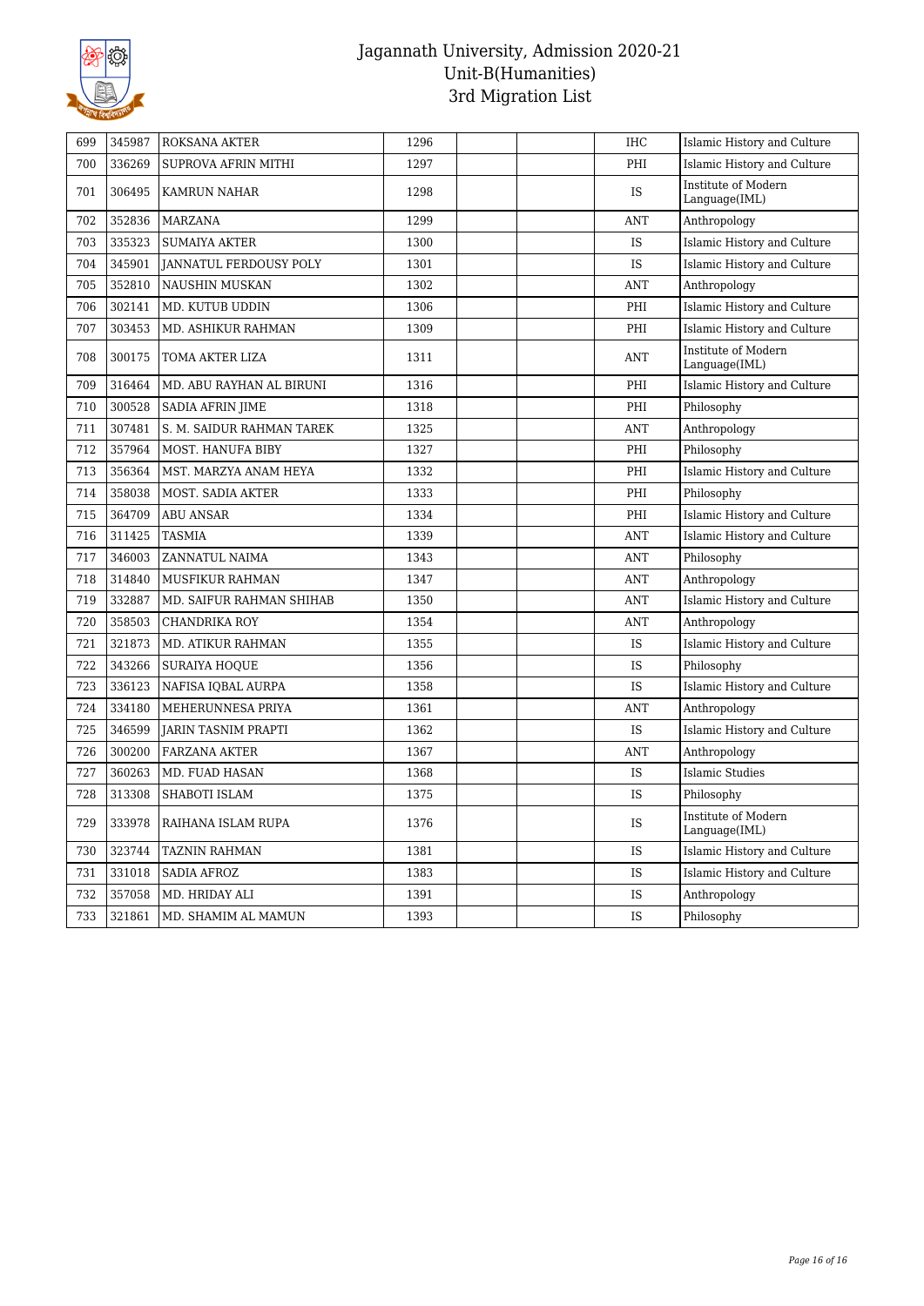# Jagannath University, Admission 2020-21
## Unit-B(Humanities)
## 3rd Migration List

| | | | | | | | |
|---|---|---|---|---|---|---|---|
| 699 | 345987 | ROKSANA AKTER | 1296 | | | IHC | Islamic History and Culture |
| 700 | 336269 | SUPROVA AFRIN MITHI | 1297 | | | PHI | Islamic History and Culture |
| 701 | 306495 | KAMRUN NAHAR | 1298 | | | IS | Institute of Modern Language(IML) |
| 702 | 352836 | MARZANA | 1299 | | | ANT | Anthropology |
| 703 | 335323 | SUMAIYA AKTER | 1300 | | | IS | Islamic History and Culture |
| 704 | 345901 | JANNATUL FERDOUSY POLY | 1301 | | | IS | Islamic History and Culture |
| 705 | 352810 | NAUSHIN MUSKAN | 1302 | | | ANT | Anthropology |
| 706 | 302141 | MD. KUTUB UDDIN | 1306 | | | PHI | Islamic History and Culture |
| 707 | 303453 | MD. ASHIKUR RAHMAN | 1309 | | | PHI | Islamic History and Culture |
| 708 | 300175 | TOMA AKTER LIZA | 1311 | | | ANT | Institute of Modern Language(IML) |
| 709 | 316464 | MD. ABU RAYHAN AL BIRUNI | 1316 | | | PHI | Islamic History and Culture |
| 710 | 300528 | SADIA AFRIN JIME | 1318 | | | PHI | Philosophy |
| 711 | 307481 | S. M. SAIDUR RAHMAN TAREK | 1325 | | | ANT | Anthropology |
| 712 | 357964 | MOST. HANUFA BIBY | 1327 | | | PHI | Philosophy |
| 713 | 356364 | MST. MARZYA ANAM HEYA | 1332 | | | PHI | Islamic History and Culture |
| 714 | 358038 | MOST. SADIA AKTER | 1333 | | | PHI | Philosophy |
| 715 | 364709 | ABU ANSAR | 1334 | | | PHI | Islamic History and Culture |
| 716 | 311425 | TASMIA | 1339 | | | ANT | Islamic History and Culture |
| 717 | 346003 | ZANNATUL NAIMA | 1343 | | | ANT | Philosophy |
| 718 | 314840 | MUSFIKUR RAHMAN | 1347 | | | ANT | Anthropology |
| 719 | 332887 | MD. SAIFUR RAHMAN SHIHAB | 1350 | | | ANT | Islamic History and Culture |
| 720 | 358503 | CHANDRIKA ROY | 1354 | | | ANT | Anthropology |
| 721 | 321873 | MD. ATIKUR RAHMAN | 1355 | | | IS | Islamic History and Culture |
| 722 | 343266 | SURAIYA HOQUE | 1356 | | | IS | Philosophy |
| 723 | 336123 | NAFISA IQBAL AURPA | 1358 | | | IS | Islamic History and Culture |
| 724 | 334180 | MEHERUNNESA PRIYA | 1361 | | | ANT | Anthropology |
| 725 | 346599 | JARIN TASNIM PRAPTI | 1362 | | | IS | Islamic History and Culture |
| 726 | 300200 | FARZANA AKTER | 1367 | | | ANT | Anthropology |
| 727 | 360263 | MD. FUAD HASAN | 1368 | | | IS | Islamic Studies |
| 728 | 313308 | SHABOTI ISLAM | 1375 | | | IS | Philosophy |
| 729 | 333978 | RAIHANA ISLAM RUPA | 1376 | | | IS | Institute of Modern Language(IML) |
| 730 | 323744 | TAZNIN RAHMAN | 1381 | | | IS | Islamic History and Culture |
| 731 | 331018 | SADIA AFROZ | 1383 | | | IS | Islamic History and Culture |
| 732 | 357058 | MD. HRIDAY ALI | 1391 | | | IS | Anthropology |
| 733 | 321861 | MD. SHAMIM AL MAMUN | 1393 | | | IS | Philosophy |